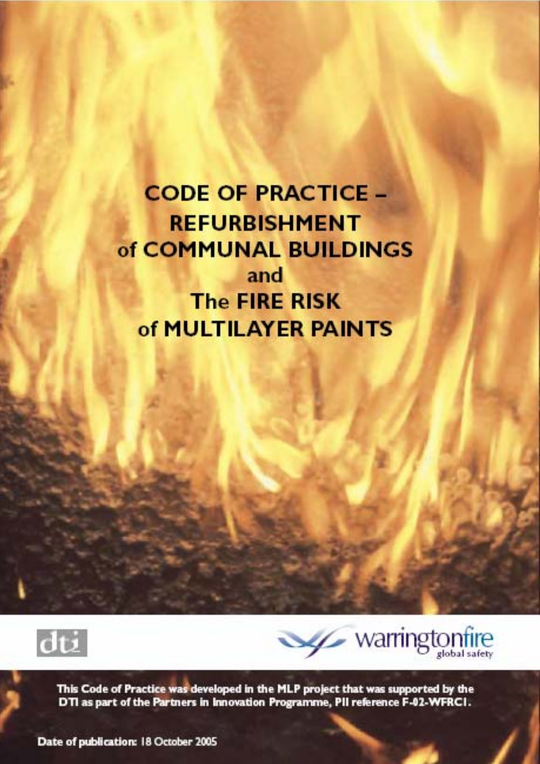# CODE OF PRACTICE – REFURBISHMENT of COMMUNAL BUILDINGS and The FIRE RISK of MULTILAYER PAINTS

dti

warringtonfire
global safety

This Code of Practice was developed in the MLP project that was supported by the DTI as part of the Partners in Innovation Programme, PII reference F-02-WFRC1.

Date of publication: 18 October 2005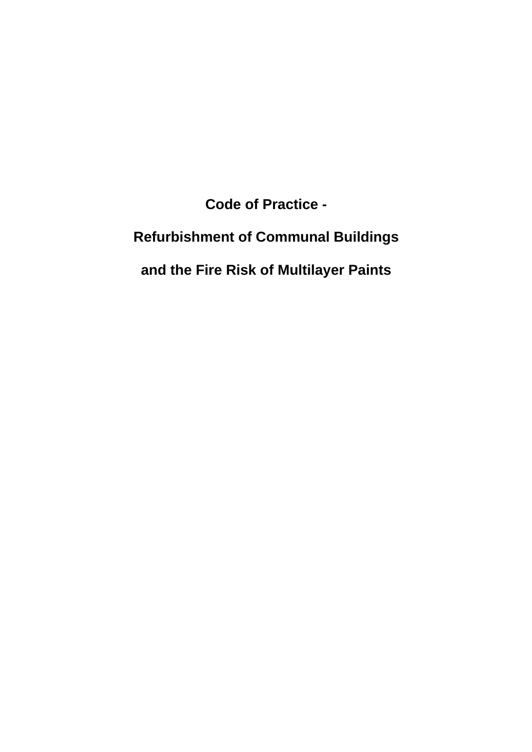# Code of Practice -

# Refurbishment of Communal Buildings

# and the Fire Risk of Multilayer Paints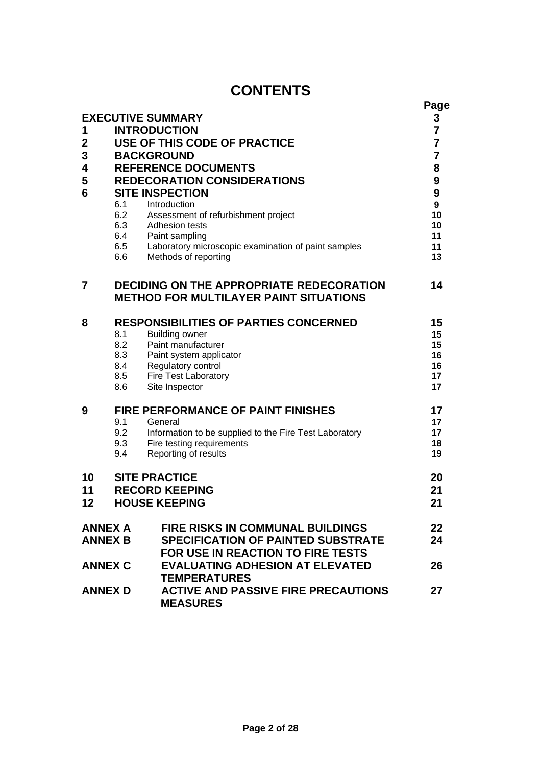# CONTENTS

| | | Page |
|---|---|---|
| **EXECUTIVE SUMMARY** | | **3** |
| **1** | **INTRODUCTION** | **7** |
| **2** | **USE OF THIS CODE OF PRACTICE** | **7** |
| **3** | **BACKGROUND** | **7** |
| **4** | **REFERENCE DOCUMENTS** | **8** |
| **5** | **REDECORATION CONSIDERATIONS** | **9** |
| **6** | **SITE INSPECTION** | **9** |
| 6.1 | Introduction | 9 |
| 6.2 | Assessment of refurbishment project | 10 |
| 6.3 | Adhesion tests | 10 |
| 6.4 | Paint sampling | 11 |
| 6.5 | Laboratory microscopic examination of paint samples | 11 |
| 6.6 | Methods of reporting | 13 |
| **7** | **DECIDING ON THE APPROPRIATE REDECORATION METHOD FOR MULTILAYER PAINT SITUATIONS** | **14** |
| **8** | **RESPONSIBILITIES OF PARTIES CONCERNED** | **15** |
| 8.1 | Building owner | 15 |
| 8.2 | Paint manufacturer | 15 |
| 8.3 | Paint system applicator | 16 |
| 8.4 | Regulatory control | 16 |
| 8.5 | Fire Test Laboratory | 17 |
| 8.6 | Site Inspector | 17 |
| **9** | **FIRE PERFORMANCE OF PAINT FINISHES** | **17** |
| 9.1 | General | 17 |
| 9.2 | Information to be supplied to the Fire Test Laboratory | 17 |
| 9.3 | Fire testing requirements | 18 |
| 9.4 | Reporting of results | 19 |
| **10** | **SITE PRACTICE** | **20** |
| **11** | **RECORD KEEPING** | **21** |
| **12** | **HOUSE KEEPING** | **21** |
| **ANNEX A** | **FIRE RISKS IN COMMUNAL BUILDINGS** | **22** |
| **ANNEX B** | **SPECIFICATION OF PAINTED SUBSTRATE FOR USE IN REACTION TO FIRE TESTS** | **24** |
| **ANNEX C** | **EVALUATING ADHESION AT ELEVATED TEMPERATURES** | **26** |
| **ANNEX D** | **ACTIVE AND PASSIVE FIRE PRECAUTIONS MEASURES** | **27** |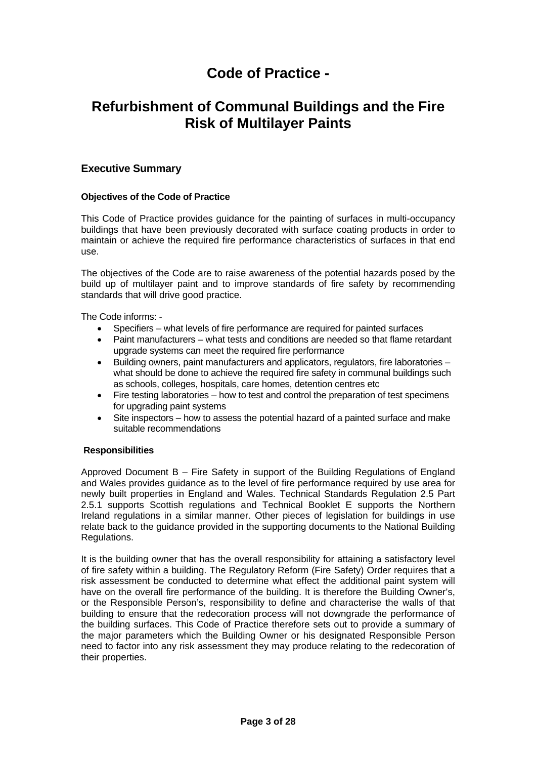# Code of Practice -

# Refurbishment of Communal Buildings and the Fire Risk of Multilayer Paints

## Executive Summary

### Objectives of the Code of Practice

This Code of Practice provides guidance for the painting of surfaces in multi-occupancy buildings that have been previously decorated with surface coating products in order to maintain or achieve the required fire performance characteristics of surfaces in that end use.

The objectives of the Code are to raise awareness of the potential hazards posed by the build up of multilayer paint and to improve standards of fire safety by recommending standards that will drive good practice.

The Code informs: -

- Specifiers – what levels of fire performance are required for painted surfaces
- Paint manufacturers – what tests and conditions are needed so that flame retardant upgrade systems can meet the required fire performance
- Building owners, paint manufacturers and applicators, regulators, fire laboratories – what should be done to achieve the required fire safety in communal buildings such as schools, colleges, hospitals, care homes, detention centres etc
- Fire testing laboratories – how to test and control the preparation of test specimens for upgrading paint systems
- Site inspectors – how to assess the potential hazard of a painted surface and make suitable recommendations

### Responsibilities

Approved Document B – Fire Safety in support of the Building Regulations of England and Wales provides guidance as to the level of fire performance required by use area for newly built properties in England and Wales. Technical Standards Regulation 2.5 Part 2.5.1 supports Scottish regulations and Technical Booklet E supports the Northern Ireland regulations in a similar manner. Other pieces of legislation for buildings in use relate back to the guidance provided in the supporting documents to the National Building Regulations.

It is the building owner that has the overall responsibility for attaining a satisfactory level of fire safety within a building. The Regulatory Reform (Fire Safety) Order requires that a risk assessment be conducted to determine what effect the additional paint system will have on the overall fire performance of the building. It is therefore the Building Owner's, or the Responsible Person's, responsibility to define and characterise the walls of that building to ensure that the redecoration process will not downgrade the performance of the building surfaces. This Code of Practice therefore sets out to provide a summary of the major parameters which the Building Owner or his designated Responsible Person need to factor into any risk assessment they may produce relating to the redecoration of their properties.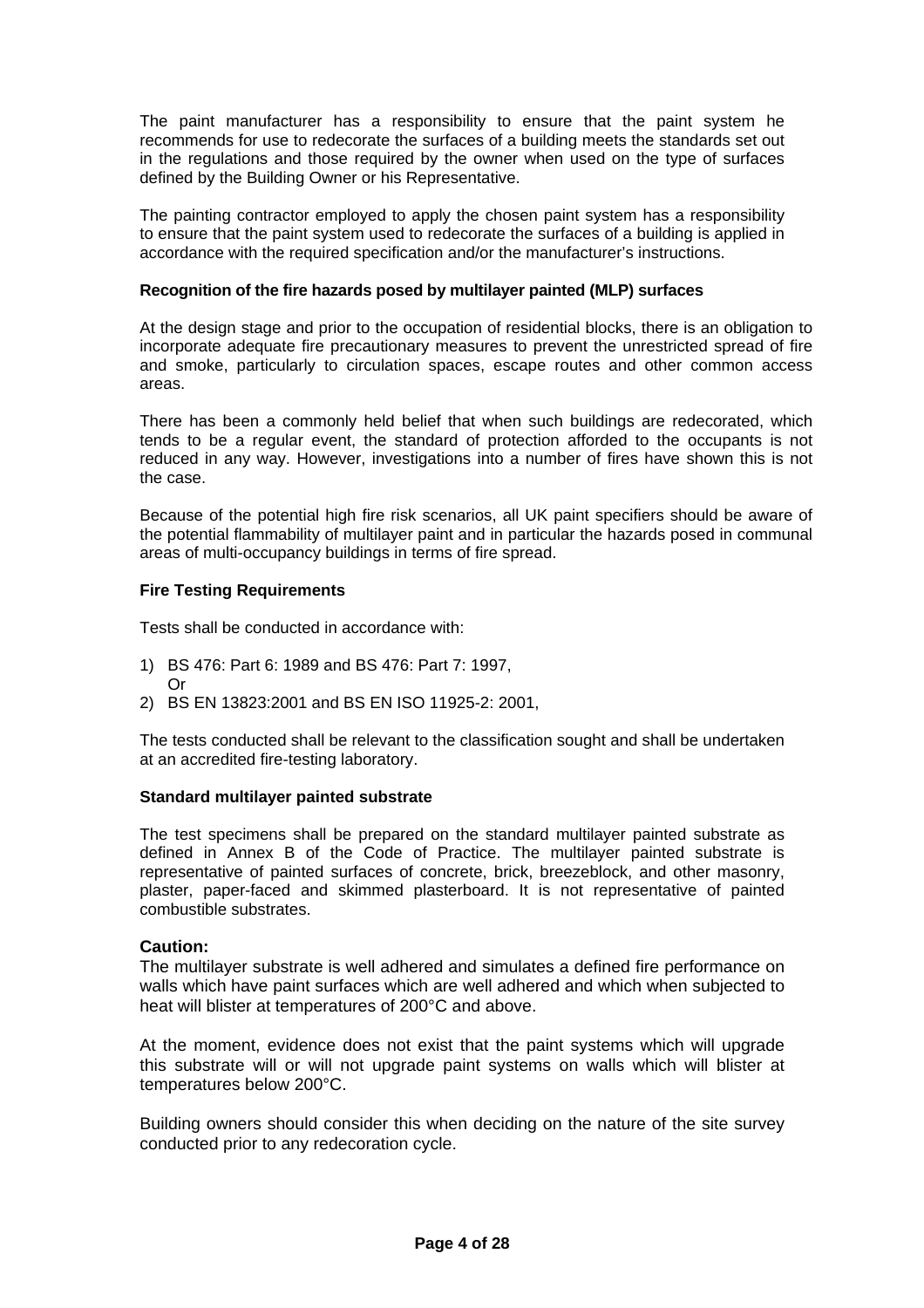The paint manufacturer has a responsibility to ensure that the paint system he recommends for use to redecorate the surfaces of a building meets the standards set out in the regulations and those required by the owner when used on the type of surfaces defined by the Building Owner or his Representative.

The painting contractor employed to apply the chosen paint system has a responsibility to ensure that the paint system used to redecorate the surfaces of a building is applied in accordance with the required specification and/or the manufacturer's instructions.

**Recognition of the fire hazards posed by multilayer painted (MLP) surfaces**

At the design stage and prior to the occupation of residential blocks, there is an obligation to incorporate adequate fire precautionary measures to prevent the unrestricted spread of fire and smoke, particularly to circulation spaces, escape routes and other common access areas.

There has been a commonly held belief that when such buildings are redecorated, which tends to be a regular event, the standard of protection afforded to the occupants is not reduced in any way. However, investigations into a number of fires have shown this is not the case.

Because of the potential high fire risk scenarios, all UK paint specifiers should be aware of the potential flammability of multilayer paint and in particular the hazards posed in communal areas of multi-occupancy buildings in terms of fire spread.

**Fire Testing Requirements**

Tests shall be conducted in accordance with:

1) BS 476: Part 6: 1989 and BS 476: Part 7: 1997,
   Or
2) BS EN 13823:2001 and BS EN ISO 11925-2: 2001,

The tests conducted shall be relevant to the classification sought and shall be undertaken at an accredited fire-testing laboratory.

**Standard multilayer painted substrate**

The test specimens shall be prepared on the standard multilayer painted substrate as defined in Annex B of the Code of Practice. The multilayer painted substrate is representative of painted surfaces of concrete, brick, breezeblock, and other masonry, plaster, paper-faced and skimmed plasterboard. It is not representative of painted combustible substrates.

**Caution:**
The multilayer substrate is well adhered and simulates a defined fire performance on walls which have paint surfaces which are well adhered and which when subjected to heat will blister at temperatures of 200°C and above.

At the moment, evidence does not exist that the paint systems which will upgrade this substrate will or will not upgrade paint systems on walls which will blister at temperatures below 200°C.

Building owners should consider this when deciding on the nature of the site survey conducted prior to any redecoration cycle.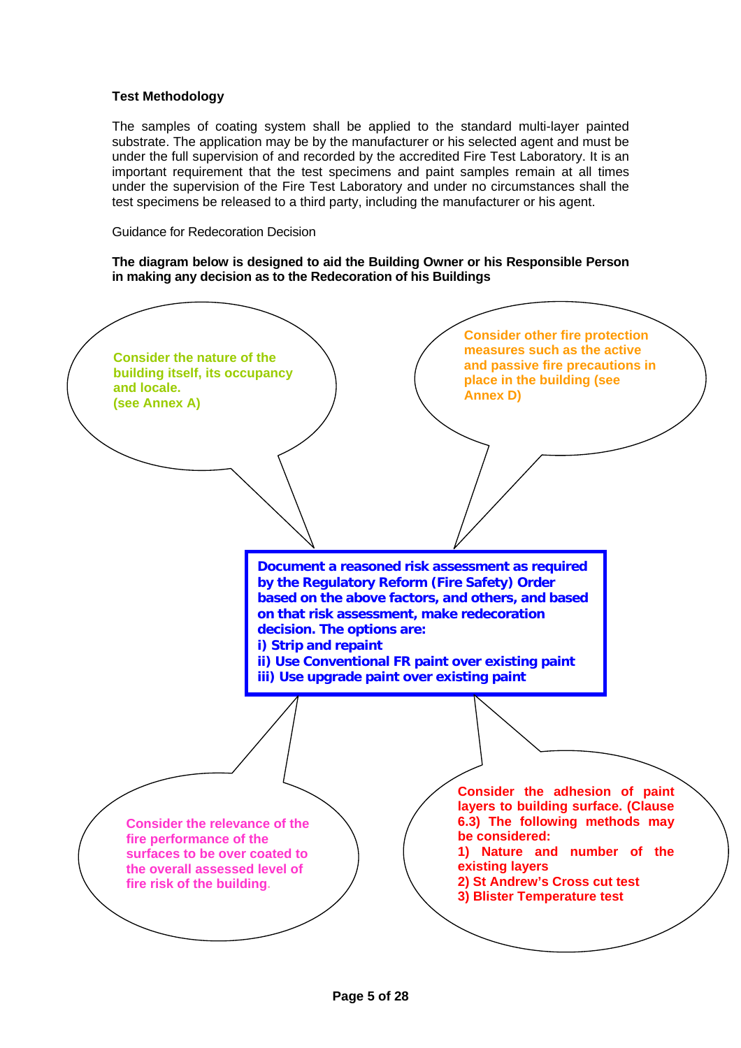### Test Methodology

The samples of coating system shall be applied to the standard multi-layer painted substrate. The application may be by the manufacturer or his selected agent and must be under the full supervision of and recorded by the accredited Fire Test Laboratory. It is an important requirement that the test specimens and paint samples remain at all times under the supervision of the Fire Test Laboratory and under no circumstances shall the test specimens be released to a third party, including the manufacturer or his agent.

Guidance for Redecoration Decision

**The diagram below is designed to aid the Building Owner or his Responsible Person in making any decision as to the Redecoration of his Buildings**

**Consider the nature of the building itself, its occupancy and locale. (see Annex A)**

**Consider other fire protection measures such as the active and passive fire precautions in place in the building (see Annex D)**

**Document a reasoned risk assessment as required by the Regulatory Reform (Fire Safety) Order based on the above factors, and others, and based on that risk assessment, make redecoration decision. The options are:**
**i) Strip and repaint**
**ii) Use Conventional FR paint over existing paint**
**iii) Use upgrade paint over existing paint**

**Consider the relevance of the fire performance of the surfaces to be over coated to the overall assessed level of fire risk of the building.**

**Consider the adhesion of paint layers to building surface. (Clause 6.3) The following methods may be considered:**
**1) Nature and number of the existing layers**
**2) St Andrew's Cross cut test**
**3) Blister Temperature test**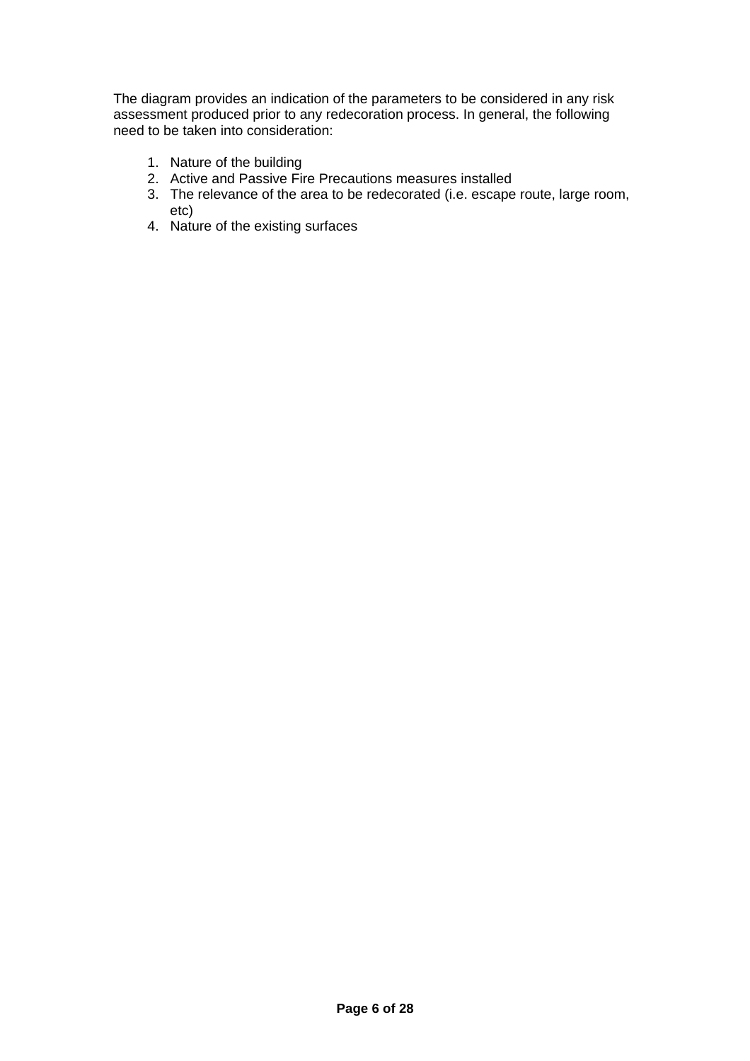The diagram provides an indication of the parameters to be considered in any risk assessment produced prior to any redecoration process. In general, the following need to be taken into consideration:

1. Nature of the building
2. Active and Passive Fire Precautions measures installed
3. The relevance of the area to be redecorated (i.e. escape route, large room, etc)
4. Nature of the existing surfaces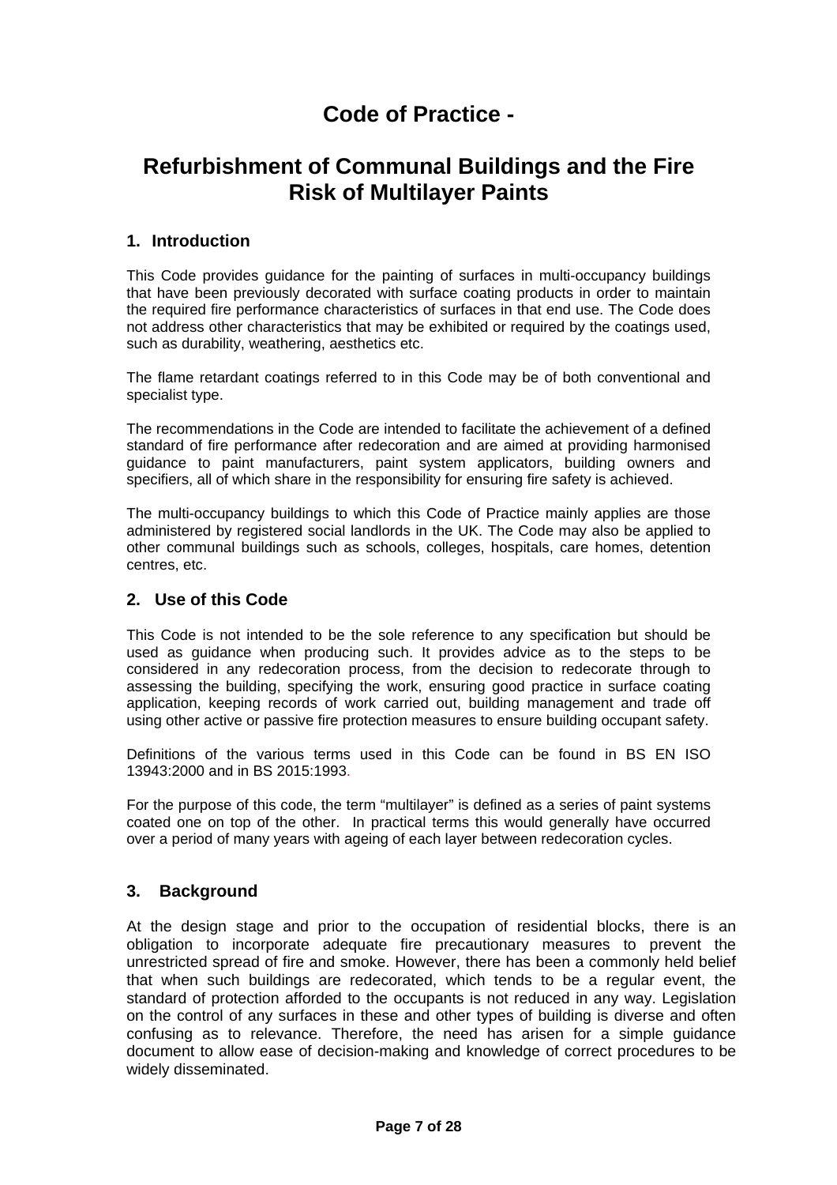# Code of Practice -

# Refurbishment of Communal Buildings and the Fire Risk of Multilayer Paints

## 1. Introduction

This Code provides guidance for the painting of surfaces in multi-occupancy buildings that have been previously decorated with surface coating products in order to maintain the required fire performance characteristics of surfaces in that end use. The Code does not address other characteristics that may be exhibited or required by the coatings used, such as durability, weathering, aesthetics etc.

The flame retardant coatings referred to in this Code may be of both conventional and specialist type.

The recommendations in the Code are intended to facilitate the achievement of a defined standard of fire performance after redecoration and are aimed at providing harmonised guidance to paint manufacturers, paint system applicators, building owners and specifiers, all of which share in the responsibility for ensuring fire safety is achieved.

The multi-occupancy buildings to which this Code of Practice mainly applies are those administered by registered social landlords in the UK. The Code may also be applied to other communal buildings such as schools, colleges, hospitals, care homes, detention centres, etc.

## 2. Use of this Code

This Code is not intended to be the sole reference to any specification but should be used as guidance when producing such. It provides advice as to the steps to be considered in any redecoration process, from the decision to redecorate through to assessing the building, specifying the work, ensuring good practice in surface coating application, keeping records of work carried out, building management and trade off using other active or passive fire protection measures to ensure building occupant safety.

Definitions of the various terms used in this Code can be found in BS EN ISO 13943:2000 and in BS 2015:1993.

For the purpose of this code, the term "multilayer" is defined as a series of paint systems coated one on top of the other. In practical terms this would generally have occurred over a period of many years with ageing of each layer between redecoration cycles.

## 3. Background

At the design stage and prior to the occupation of residential blocks, there is an obligation to incorporate adequate fire precautionary measures to prevent the unrestricted spread of fire and smoke. However, there has been a commonly held belief that when such buildings are redecorated, which tends to be a regular event, the standard of protection afforded to the occupants is not reduced in any way. Legislation on the control of any surfaces in these and other types of building is diverse and often confusing as to relevance. Therefore, the need has arisen for a simple guidance document to allow ease of decision-making and knowledge of correct procedures to be widely disseminated.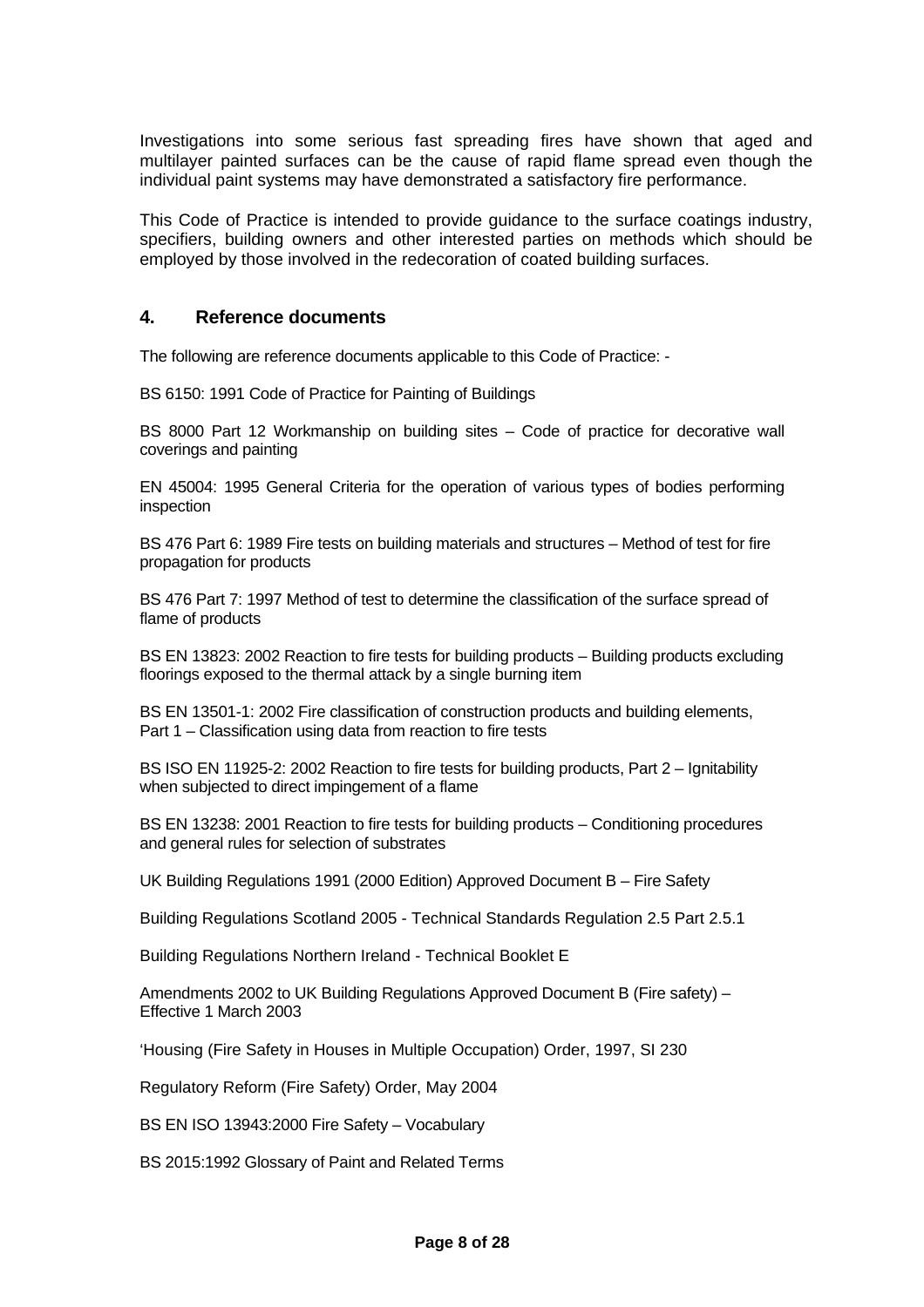Investigations into some serious fast spreading fires have shown that aged and multilayer painted surfaces can be the cause of rapid flame spread even though the individual paint systems may have demonstrated a satisfactory fire performance.

This Code of Practice is intended to provide guidance to the surface coatings industry, specifiers, building owners and other interested parties on methods which should be employed by those involved in the redecoration of coated building surfaces.

## 4. Reference documents

The following are reference documents applicable to this Code of Practice: -

BS 6150: 1991 Code of Practice for Painting of Buildings

BS 8000 Part 12 Workmanship on building sites – Code of practice for decorative wall coverings and painting

EN 45004: 1995 General Criteria for the operation of various types of bodies performing inspection

BS 476 Part 6: 1989 Fire tests on building materials and structures – Method of test for fire propagation for products

BS 476 Part 7: 1997 Method of test to determine the classification of the surface spread of flame of products

BS EN 13823: 2002 Reaction to fire tests for building products – Building products excluding floorings exposed to the thermal attack by a single burning item

BS EN 13501-1: 2002 Fire classification of construction products and building elements, Part 1 – Classification using data from reaction to fire tests

BS ISO EN 11925-2: 2002 Reaction to fire tests for building products, Part 2 – Ignitability when subjected to direct impingement of a flame

BS EN 13238: 2001 Reaction to fire tests for building products – Conditioning procedures and general rules for selection of substrates

UK Building Regulations 1991 (2000 Edition) Approved Document B – Fire Safety

Building Regulations Scotland 2005 - Technical Standards Regulation 2.5 Part 2.5.1

Building Regulations Northern Ireland - Technical Booklet E

Amendments 2002 to UK Building Regulations Approved Document B (Fire safety) – Effective 1 March 2003

'Housing (Fire Safety in Houses in Multiple Occupation) Order, 1997, SI 230

Regulatory Reform (Fire Safety) Order, May 2004

BS EN ISO 13943:2000 Fire Safety – Vocabulary

BS 2015:1992 Glossary of Paint and Related Terms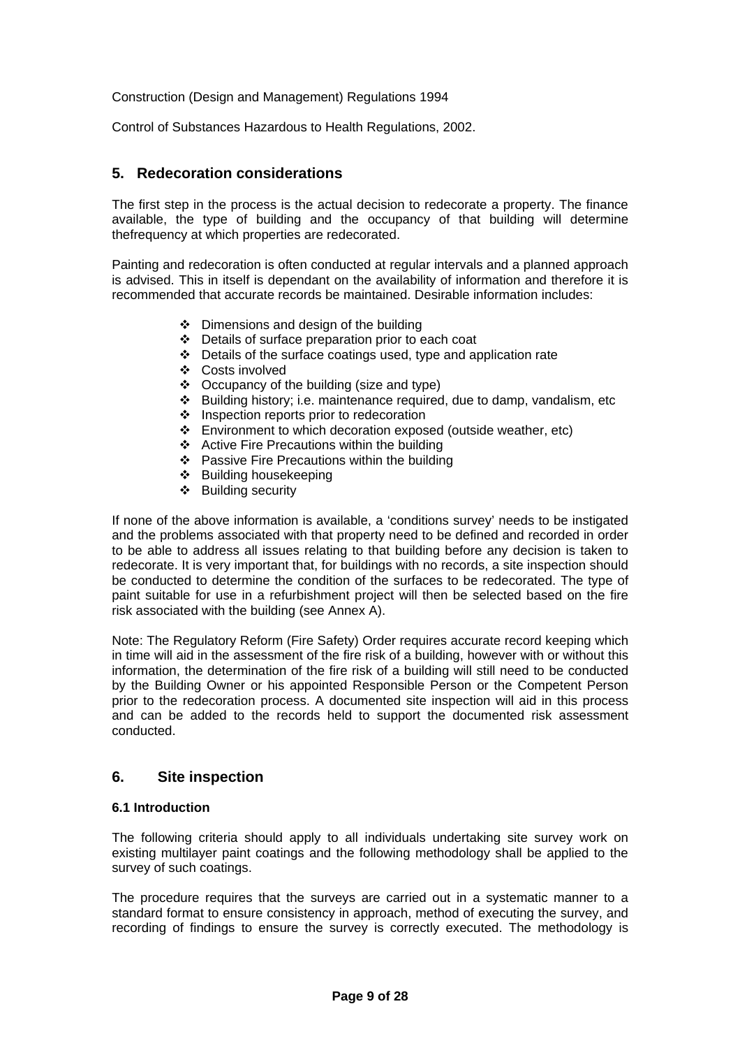Construction (Design and Management) Regulations 1994

Control of Substances Hazardous to Health Regulations, 2002.

## 5. Redecoration considerations

The first step in the process is the actual decision to redecorate a property. The finance available, the type of building and the occupancy of that building will determine thefrequency at which properties are redecorated.

Painting and redecoration is often conducted at regular intervals and a planned approach is advised. This in itself is dependant on the availability of information and therefore it is recommended that accurate records be maintained. Desirable information includes:

- Dimensions and design of the building
- Details of surface preparation prior to each coat
- Details of the surface coatings used, type and application rate
- Costs involved
- Occupancy of the building (size and type)
- Building history; i.e. maintenance required, due to damp, vandalism, etc
- Inspection reports prior to redecoration
- Environment to which decoration exposed (outside weather, etc)
- Active Fire Precautions within the building
- Passive Fire Precautions within the building
- Building housekeeping
- Building security

If none of the above information is available, a 'conditions survey' needs to be instigated and the problems associated with that property need to be defined and recorded in order to be able to address all issues relating to that building before any decision is taken to redecorate. It is very important that, for buildings with no records, a site inspection should be conducted to determine the condition of the surfaces to be redecorated. The type of paint suitable for use in a refurbishment project will then be selected based on the fire risk associated with the building (see Annex A).

Note: The Regulatory Reform (Fire Safety) Order requires accurate record keeping which in time will aid in the assessment of the fire risk of a building, however with or without this information, the determination of the fire risk of a building will still need to be conducted by the Building Owner or his appointed Responsible Person or the Competent Person prior to the redecoration process. A documented site inspection will aid in this process and can be added to the records held to support the documented risk assessment conducted.

## 6. Site inspection

### 6.1 Introduction

The following criteria should apply to all individuals undertaking site survey work on existing multilayer paint coatings and the following methodology shall be applied to the survey of such coatings.

The procedure requires that the surveys are carried out in a systematic manner to a standard format to ensure consistency in approach, method of executing the survey, and recording of findings to ensure the survey is correctly executed. The methodology is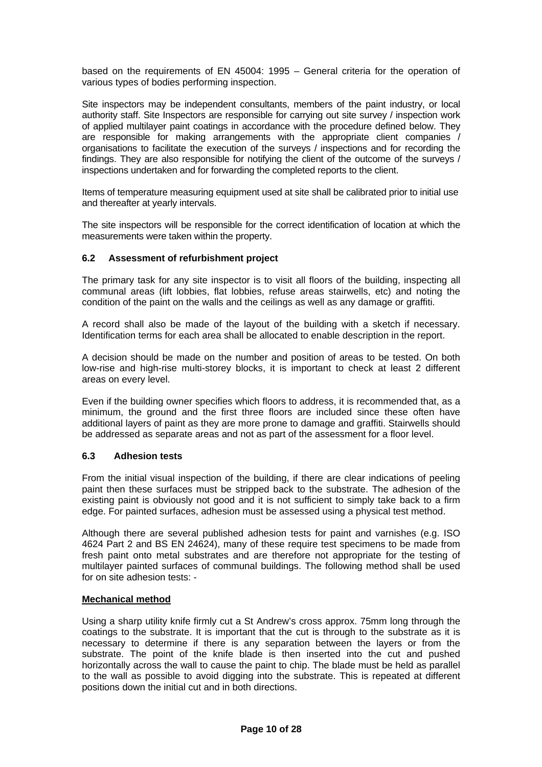based on the requirements of EN 45004: 1995 – General criteria for the operation of various types of bodies performing inspection.

Site inspectors may be independent consultants, members of the paint industry, or local authority staff. Site Inspectors are responsible for carrying out site survey / inspection work of applied multilayer paint coatings in accordance with the procedure defined below. They are responsible for making arrangements with the appropriate client companies / organisations to facilitate the execution of the surveys / inspections and for recording the findings. They are also responsible for notifying the client of the outcome of the surveys / inspections undertaken and for forwarding the completed reports to the client.

Items of temperature measuring equipment used at site shall be calibrated prior to initial use and thereafter at yearly intervals.

The site inspectors will be responsible for the correct identification of location at which the measurements were taken within the property.

### 6.2 Assessment of refurbishment project

The primary task for any site inspector is to visit all floors of the building, inspecting all communal areas (lift lobbies, flat lobbies, refuse areas stairwells, etc) and noting the condition of the paint on the walls and the ceilings as well as any damage or graffiti.

A record shall also be made of the layout of the building with a sketch if necessary. Identification terms for each area shall be allocated to enable description in the report.

A decision should be made on the number and position of areas to be tested. On both low-rise and high-rise multi-storey blocks, it is important to check at least 2 different areas on every level.

Even if the building owner specifies which floors to address, it is recommended that, as a minimum, the ground and the first three floors are included since these often have additional layers of paint as they are more prone to damage and graffiti. Stairwells should be addressed as separate areas and not as part of the assessment for a floor level.

### 6.3 Adhesion tests

From the initial visual inspection of the building, if there are clear indications of peeling paint then these surfaces must be stripped back to the substrate. The adhesion of the existing paint is obviously not good and it is not sufficient to simply take back to a firm edge. For painted surfaces, adhesion must be assessed using a physical test method.

Although there are several published adhesion tests for paint and varnishes (e.g. ISO 4624 Part 2 and BS EN 24624), many of these require test specimens to be made from fresh paint onto metal substrates and are therefore not appropriate for the testing of multilayer painted surfaces of communal buildings. The following method shall be used for on site adhesion tests: -

**Mechanical method**

Using a sharp utility knife firmly cut a St Andrew's cross approx. 75mm long through the coatings to the substrate. It is important that the cut is through to the substrate as it is necessary to determine if there is any separation between the layers or from the substrate. The point of the knife blade is then inserted into the cut and pushed horizontally across the wall to cause the paint to chip. The blade must be held as parallel to the wall as possible to avoid digging into the substrate. This is repeated at different positions down the initial cut and in both directions.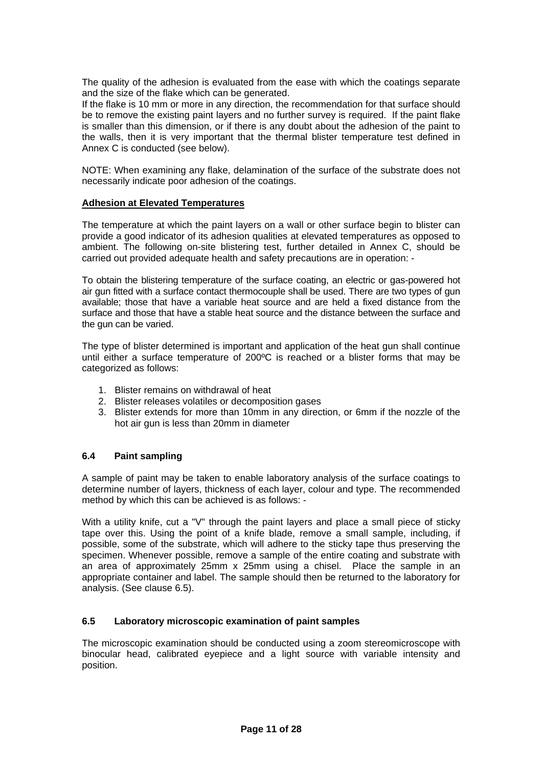The quality of the adhesion is evaluated from the ease with which the coatings separate and the size of the flake which can be generated.

If the flake is 10 mm or more in any direction, the recommendation for that surface should be to remove the existing paint layers and no further survey is required. If the paint flake is smaller than this dimension, or if there is any doubt about the adhesion of the paint to the walls, then it is very important that the thermal blister temperature test defined in Annex C is conducted (see below).

NOTE: When examining any flake, delamination of the surface of the substrate does not necessarily indicate poor adhesion of the coatings.

**Adhesion at Elevated Temperatures**

The temperature at which the paint layers on a wall or other surface begin to blister can provide a good indicator of its adhesion qualities at elevated temperatures as opposed to ambient. The following on-site blistering test, further detailed in Annex C, should be carried out provided adequate health and safety precautions are in operation: -

To obtain the blistering temperature of the surface coating, an electric or gas-powered hot air gun fitted with a surface contact thermocouple shall be used. There are two types of gun available; those that have a variable heat source and are held a fixed distance from the surface and those that have a stable heat source and the distance between the surface and the gun can be varied.

The type of blister determined is important and application of the heat gun shall continue until either a surface temperature of 200ºC is reached or a blister forms that may be categorized as follows:

1. Blister remains on withdrawal of heat
2. Blister releases volatiles or decomposition gases
3. Blister extends for more than 10mm in any direction, or 6mm if the nozzle of the hot air gun is less than 20mm in diameter

### 6.4 Paint sampling

A sample of paint may be taken to enable laboratory analysis of the surface coatings to determine number of layers, thickness of each layer, colour and type. The recommended method by which this can be achieved is as follows: -

With a utility knife, cut a "V" through the paint layers and place a small piece of sticky tape over this. Using the point of a knife blade, remove a small sample, including, if possible, some of the substrate, which will adhere to the sticky tape thus preserving the specimen. Whenever possible, remove a sample of the entire coating and substrate with an area of approximately 25mm x 25mm using a chisel. Place the sample in an appropriate container and label. The sample should then be returned to the laboratory for analysis. (See clause 6.5).

### 6.5 Laboratory microscopic examination of paint samples

The microscopic examination should be conducted using a zoom stereomicroscope with binocular head, calibrated eyepiece and a light source with variable intensity and position.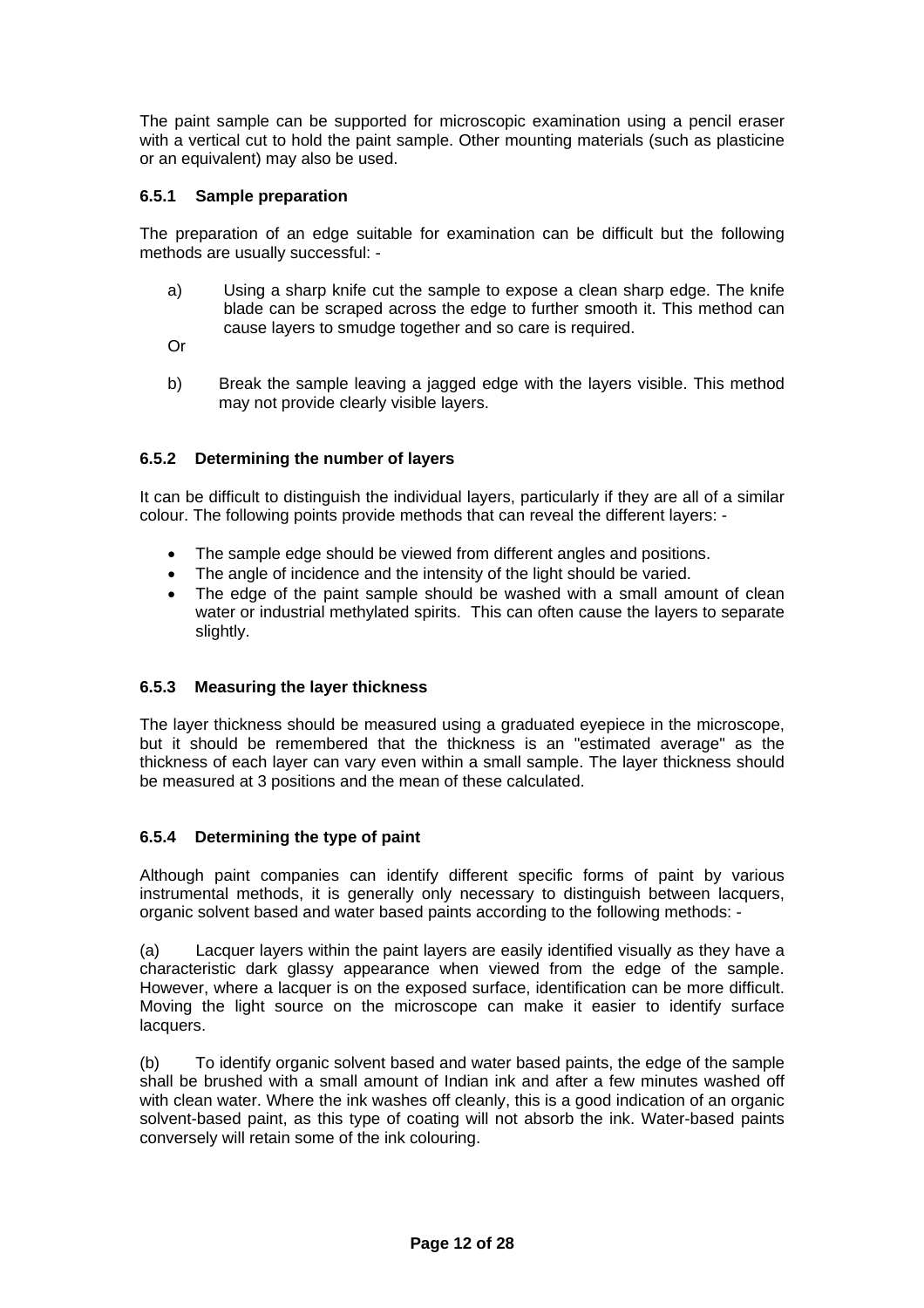The paint sample can be supported for microscopic examination using a pencil eraser with a vertical cut to hold the paint sample. Other mounting materials (such as plasticine or an equivalent) may also be used.

### 6.5.1 Sample preparation

The preparation of an edge suitable for examination can be difficult but the following methods are usually successful: -

a) Using a sharp knife cut the sample to expose a clean sharp edge. The knife blade can be scraped across the edge to further smooth it. This method can cause layers to smudge together and so care is required.

Or

b) Break the sample leaving a jagged edge with the layers visible. This method may not provide clearly visible layers.

### 6.5.2 Determining the number of layers

It can be difficult to distinguish the individual layers, particularly if they are all of a similar colour. The following points provide methods that can reveal the different layers: -

- The sample edge should be viewed from different angles and positions.
- The angle of incidence and the intensity of the light should be varied.
- The edge of the paint sample should be washed with a small amount of clean water or industrial methylated spirits. This can often cause the layers to separate slightly.

### 6.5.3 Measuring the layer thickness

The layer thickness should be measured using a graduated eyepiece in the microscope, but it should be remembered that the thickness is an "estimated average" as the thickness of each layer can vary even within a small sample. The layer thickness should be measured at 3 positions and the mean of these calculated.

### 6.5.4 Determining the type of paint

Although paint companies can identify different specific forms of paint by various instrumental methods, it is generally only necessary to distinguish between lacquers, organic solvent based and water based paints according to the following methods: -

(a) Lacquer layers within the paint layers are easily identified visually as they have a characteristic dark glassy appearance when viewed from the edge of the sample. However, where a lacquer is on the exposed surface, identification can be more difficult. Moving the light source on the microscope can make it easier to identify surface lacquers.

(b) To identify organic solvent based and water based paints, the edge of the sample shall be brushed with a small amount of Indian ink and after a few minutes washed off with clean water. Where the ink washes off cleanly, this is a good indication of an organic solvent-based paint, as this type of coating will not absorb the ink. Water-based paints conversely will retain some of the ink colouring.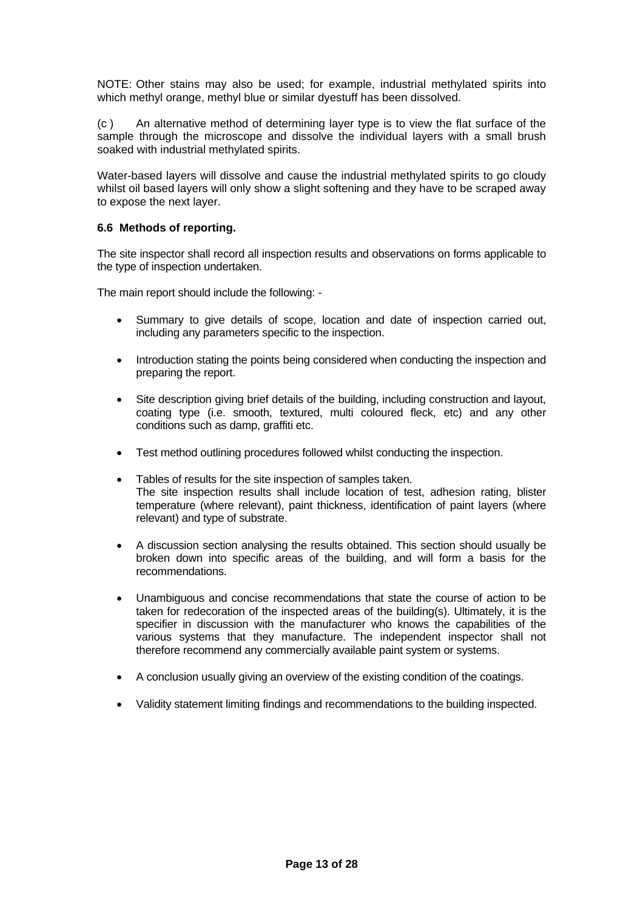NOTE: Other stains may also be used; for example, industrial methylated spirits into which methyl orange, methyl blue or similar dyestuff has been dissolved.

(c ) An alternative method of determining layer type is to view the flat surface of the sample through the microscope and dissolve the individual layers with a small brush soaked with industrial methylated spirits.

Water-based layers will dissolve and cause the industrial methylated spirits to go cloudy whilst oil based layers will only show a slight softening and they have to be scraped away to expose the next layer.

**6.6 Methods of reporting.**

The site inspector shall record all inspection results and observations on forms applicable to the type of inspection undertaken.

The main report should include the following: -

- Summary to give details of scope, location and date of inspection carried out, including any parameters specific to the inspection.
- Introduction stating the points being considered when conducting the inspection and preparing the report.
- Site description giving brief details of the building, including construction and layout, coating type (i.e. smooth, textured, multi coloured fleck, etc) and any other conditions such as damp, graffiti etc.
- Test method outlining procedures followed whilst conducting the inspection.
- Tables of results for the site inspection of samples taken.
  The site inspection results shall include location of test, adhesion rating, blister temperature (where relevant), paint thickness, identification of paint layers (where relevant) and type of substrate.
- A discussion section analysing the results obtained. This section should usually be broken down into specific areas of the building, and will form a basis for the recommendations.
- Unambiguous and concise recommendations that state the course of action to be taken for redecoration of the inspected areas of the building(s). Ultimately, it is the specifier in discussion with the manufacturer who knows the capabilities of the various systems that they manufacture. The independent inspector shall not therefore recommend any commercially available paint system or systems.
- A conclusion usually giving an overview of the existing condition of the coatings.
- Validity statement limiting findings and recommendations to the building inspected.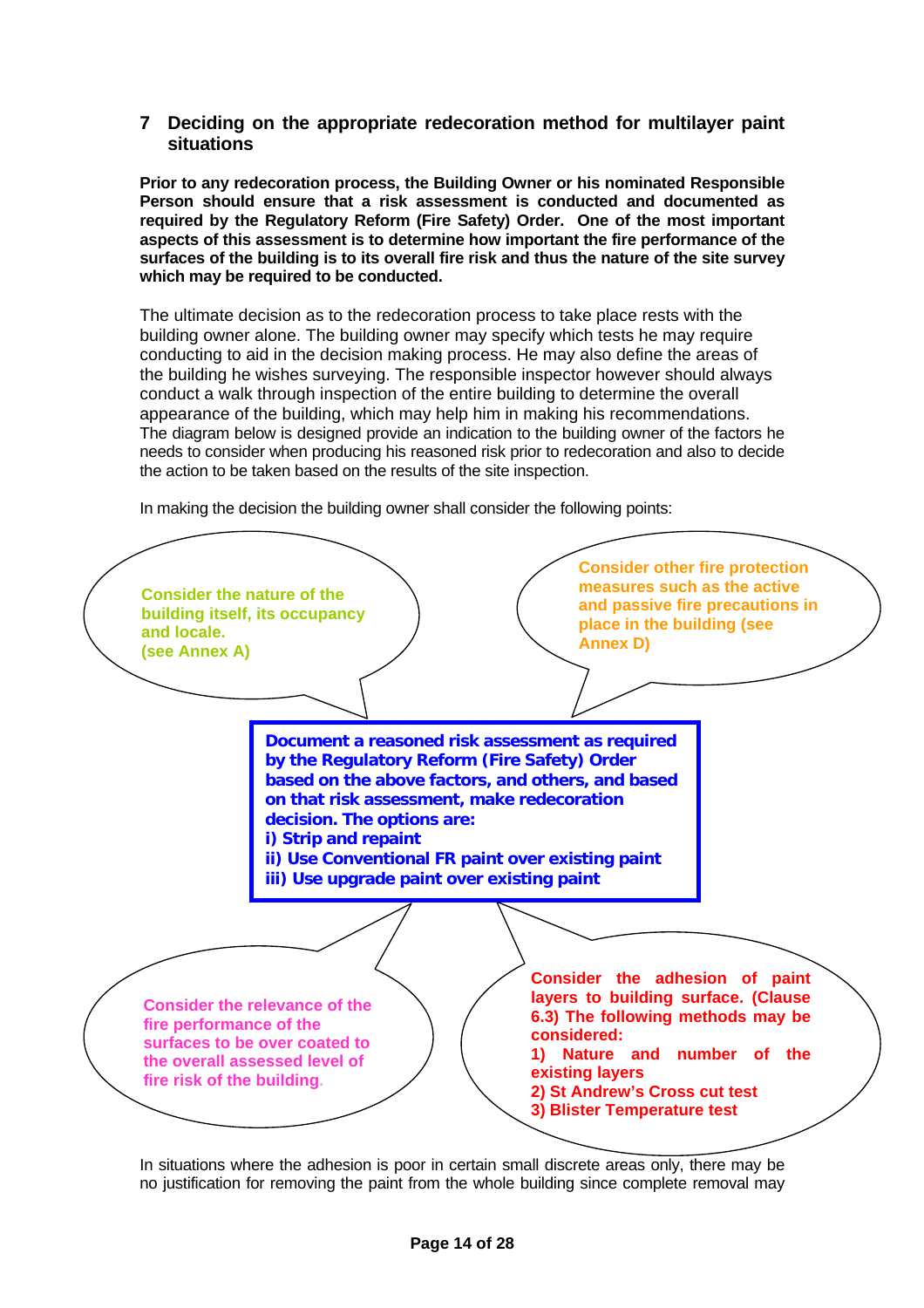## 7 Deciding on the appropriate redecoration method for multilayer paint situations

**Prior to any redecoration process, the Building Owner or his nominated Responsible Person should ensure that a risk assessment is conducted and documented as required by the Regulatory Reform (Fire Safety) Order. One of the most important aspects of this assessment is to determine how important the fire performance of the surfaces of the building is to its overall fire risk and thus the nature of the site survey which may be required to be conducted.**

The ultimate decision as to the redecoration process to take place rests with the building owner alone. The building owner may specify which tests he may require conducting to aid in the decision making process. He may also define the areas of the building he wishes surveying. The responsible inspector however should always conduct a walk through inspection of the entire building to determine the overall appearance of the building, which may help him in making his recommendations. The diagram below is designed provide an indication to the building owner of the factors he needs to consider when producing his reasoned risk prior to redecoration and also to decide the action to be taken based on the results of the site inspection.

In making the decision the building owner shall consider the following points:

**Consider the nature of the building itself, its occupancy and locale. (see Annex A)**

**Consider other fire protection measures such as the active and passive fire precautions in place in the building (see Annex D)**

**Document a reasoned risk assessment as required by the Regulatory Reform (Fire Safety) Order based on the above factors, and others, and based on that risk assessment, make redecoration decision. The options are:**
**i) Strip and repaint**
**ii) Use Conventional FR paint over existing paint**
**iii) Use upgrade paint over existing paint**

**Consider the relevance of the fire performance of the surfaces to be over coated to the overall assessed level of fire risk of the building.**

**Consider the adhesion of paint layers to building surface. (Clause 6.3) The following methods may be considered:**
**1) Nature and number of the existing layers**
**2) St Andrew's Cross cut test**
**3) Blister Temperature test**

In situations where the adhesion is poor in certain small discrete areas only, there may be no justification for removing the paint from the whole building since complete removal may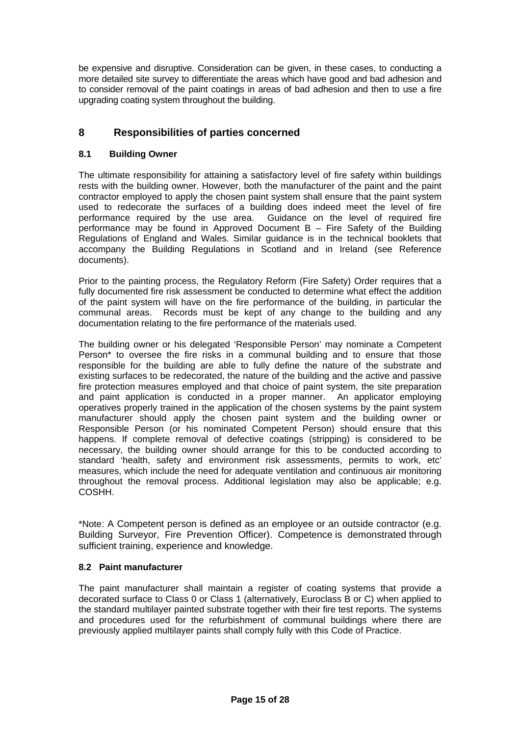be expensive and disruptive. Consideration can be given, in these cases, to conducting a more detailed site survey to differentiate the areas which have good and bad adhesion and to consider removal of the paint coatings in areas of bad adhesion and then to use a fire upgrading coating system throughout the building.

## 8 Responsibilities of parties concerned

### 8.1 Building Owner

The ultimate responsibility for attaining a satisfactory level of fire safety within buildings rests with the building owner. However, both the manufacturer of the paint and the paint contractor employed to apply the chosen paint system shall ensure that the paint system used to redecorate the surfaces of a building does indeed meet the level of fire performance required by the use area. Guidance on the level of required fire performance may be found in Approved Document B – Fire Safety of the Building Regulations of England and Wales. Similar guidance is in the technical booklets that accompany the Building Regulations in Scotland and in Ireland (see Reference documents).

Prior to the painting process, the Regulatory Reform (Fire Safety) Order requires that a fully documented fire risk assessment be conducted to determine what effect the addition of the paint system will have on the fire performance of the building, in particular the communal areas. Records must be kept of any change to the building and any documentation relating to the fire performance of the materials used.

The building owner or his delegated 'Responsible Person' may nominate a Competent Person* to oversee the fire risks in a communal building and to ensure that those responsible for the building are able to fully define the nature of the substrate and existing surfaces to be redecorated, the nature of the building and the active and passive fire protection measures employed and that choice of paint system, the site preparation and paint application is conducted in a proper manner. An applicator employing operatives properly trained in the application of the chosen systems by the paint system manufacturer should apply the chosen paint system and the building owner or Responsible Person (or his nominated Competent Person) should ensure that this happens. If complete removal of defective coatings (stripping) is considered to be necessary, the building owner should arrange for this to be conducted according to standard 'health, safety and environment risk assessments, permits to work, etc' measures, which include the need for adequate ventilation and continuous air monitoring throughout the removal process. Additional legislation may also be applicable; e.g. COSHH.

*Note: A Competent person is defined as an employee or an outside contractor (e.g. Building Surveyor, Fire Prevention Officer). Competence is demonstrated through sufficient training, experience and knowledge.

### 8.2 Paint manufacturer

The paint manufacturer shall maintain a register of coating systems that provide a decorated surface to Class 0 or Class 1 (alternatively, Euroclass B or C) when applied to the standard multilayer painted substrate together with their fire test reports. The systems and procedures used for the refurbishment of communal buildings where there are previously applied multilayer paints shall comply fully with this Code of Practice.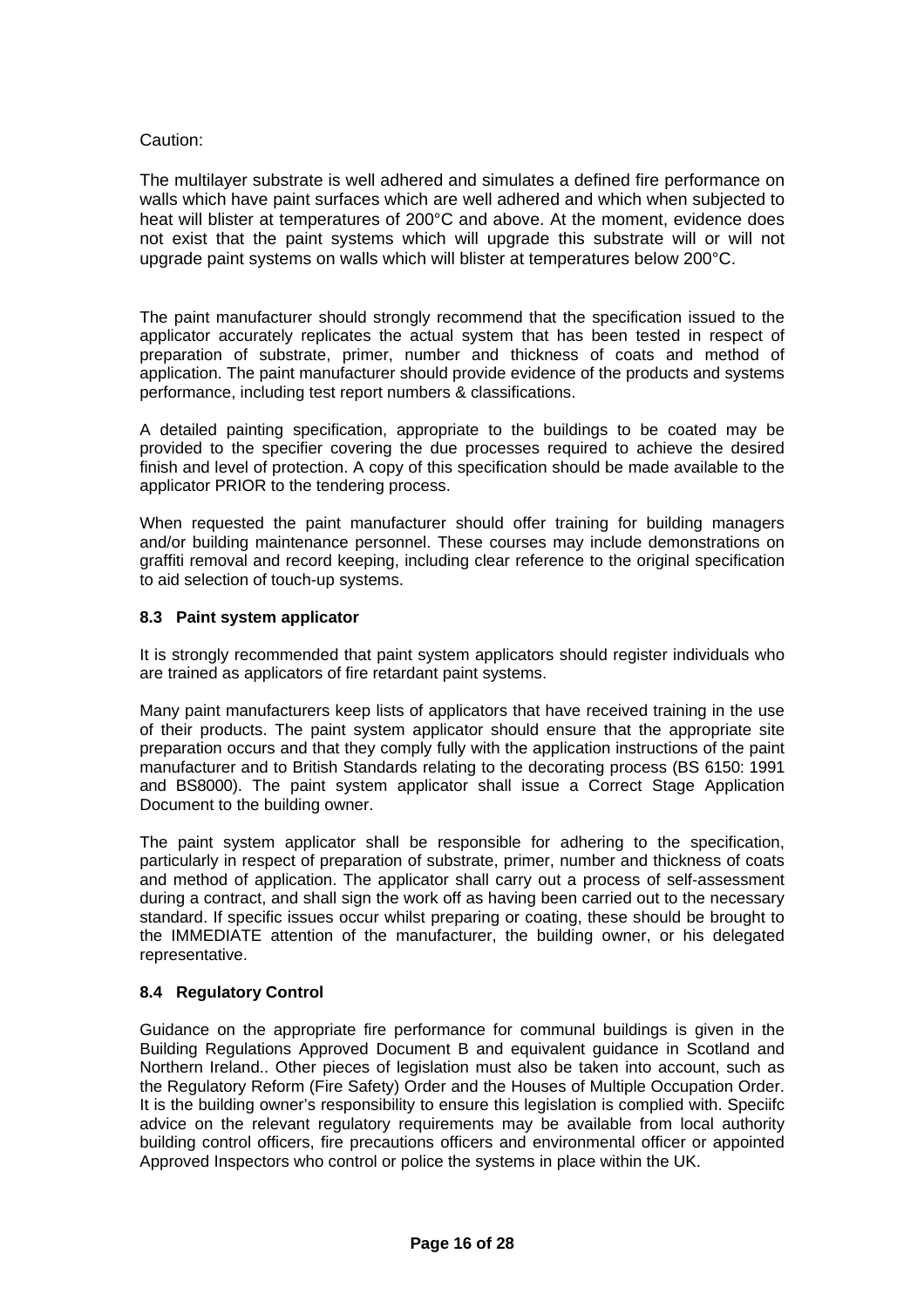Caution:

The multilayer substrate is well adhered and simulates a defined fire performance on walls which have paint surfaces which are well adhered and which when subjected to heat will blister at temperatures of 200°C and above. At the moment, evidence does not exist that the paint systems which will upgrade this substrate will or will not upgrade paint systems on walls which will blister at temperatures below 200°C.

The paint manufacturer should strongly recommend that the specification issued to the applicator accurately replicates the actual system that has been tested in respect of preparation of substrate, primer, number and thickness of coats and method of application. The paint manufacturer should provide evidence of the products and systems performance, including test report numbers & classifications.

A detailed painting specification, appropriate to the buildings to be coated may be provided to the specifier covering the due processes required to achieve the desired finish and level of protection. A copy of this specification should be made available to the applicator PRIOR to the tendering process.

When requested the paint manufacturer should offer training for building managers and/or building maintenance personnel. These courses may include demonstrations on graffiti removal and record keeping, including clear reference to the original specification to aid selection of touch-up systems.

### 8.3 Paint system applicator

It is strongly recommended that paint system applicators should register individuals who are trained as applicators of fire retardant paint systems.

Many paint manufacturers keep lists of applicators that have received training in the use of their products. The paint system applicator should ensure that the appropriate site preparation occurs and that they comply fully with the application instructions of the paint manufacturer and to British Standards relating to the decorating process (BS 6150: 1991 and BS8000). The paint system applicator shall issue a Correct Stage Application Document to the building owner.

The paint system applicator shall be responsible for adhering to the specification, particularly in respect of preparation of substrate, primer, number and thickness of coats and method of application. The applicator shall carry out a process of self-assessment during a contract, and shall sign the work off as having been carried out to the necessary standard. If specific issues occur whilst preparing or coating, these should be brought to the IMMEDIATE attention of the manufacturer, the building owner, or his delegated representative.

### 8.4 Regulatory Control

Guidance on the appropriate fire performance for communal buildings is given in the Building Regulations Approved Document B and equivalent guidance in Scotland and Northern Ireland.. Other pieces of legislation must also be taken into account, such as the Regulatory Reform (Fire Safety) Order and the Houses of Multiple Occupation Order. It is the building owner's responsibility to ensure this legislation is complied with. Speciifc advice on the relevant regulatory requirements may be available from local authority building control officers, fire precautions officers and environmental officer or appointed Approved Inspectors who control or police the systems in place within the UK.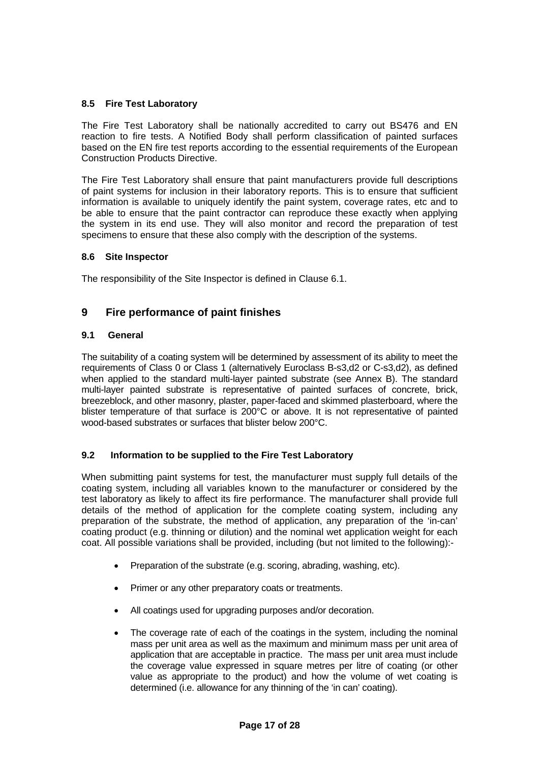### 8.5 Fire Test Laboratory

The Fire Test Laboratory shall be nationally accredited to carry out BS476 and EN reaction to fire tests. A Notified Body shall perform classification of painted surfaces based on the EN fire test reports according to the essential requirements of the European Construction Products Directive.

The Fire Test Laboratory shall ensure that paint manufacturers provide full descriptions of paint systems for inclusion in their laboratory reports. This is to ensure that sufficient information is available to uniquely identify the paint system, coverage rates, etc and to be able to ensure that the paint contractor can reproduce these exactly when applying the system in its end use. They will also monitor and record the preparation of test specimens to ensure that these also comply with the description of the systems.

### 8.6 Site Inspector

The responsibility of the Site Inspector is defined in Clause 6.1.

## 9 Fire performance of paint finishes

### 9.1 General

The suitability of a coating system will be determined by assessment of its ability to meet the requirements of Class 0 or Class 1 (alternatively Euroclass B-s3,d2 or C-s3,d2), as defined when applied to the standard multi-layer painted substrate (see Annex B). The standard multi-layer painted substrate is representative of painted surfaces of concrete, brick, breezeblock, and other masonry, plaster, paper-faced and skimmed plasterboard, where the blister temperature of that surface is 200°C or above. It is not representative of painted wood-based substrates or surfaces that blister below 200°C.

### 9.2 Information to be supplied to the Fire Test Laboratory

When submitting paint systems for test, the manufacturer must supply full details of the coating system, including all variables known to the manufacturer or considered by the test laboratory as likely to affect its fire performance. The manufacturer shall provide full details of the method of application for the complete coating system, including any preparation of the substrate, the method of application, any preparation of the 'in-can' coating product (e.g. thinning or dilution) and the nominal wet application weight for each coat. All possible variations shall be provided, including (but not limited to the following):-

- Preparation of the substrate (e.g. scoring, abrading, washing, etc).
- Primer or any other preparatory coats or treatments.
- All coatings used for upgrading purposes and/or decoration.
- The coverage rate of each of the coatings in the system, including the nominal mass per unit area as well as the maximum and minimum mass per unit area of application that are acceptable in practice. The mass per unit area must include the coverage value expressed in square metres per litre of coating (or other value as appropriate to the product) and how the volume of wet coating is determined (i.e. allowance for any thinning of the 'in can' coating).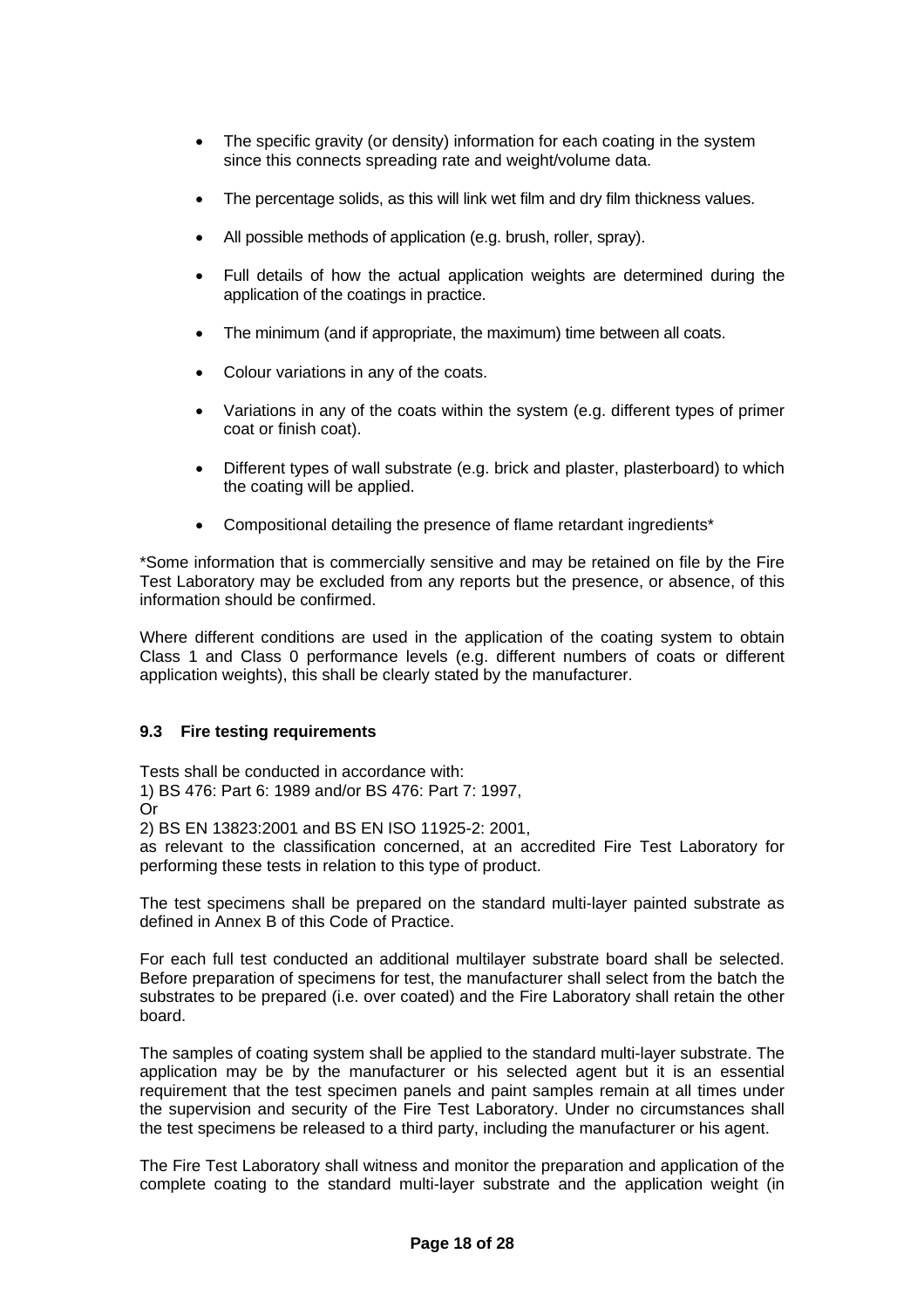- The specific gravity (or density) information for each coating in the system since this connects spreading rate and weight/volume data.
- The percentage solids, as this will link wet film and dry film thickness values.
- All possible methods of application (e.g. brush, roller, spray).
- Full details of how the actual application weights are determined during the application of the coatings in practice.
- The minimum (and if appropriate, the maximum) time between all coats.
- Colour variations in any of the coats.
- Variations in any of the coats within the system (e.g. different types of primer coat or finish coat).
- Different types of wall substrate (e.g. brick and plaster, plasterboard) to which the coating will be applied.
- Compositional detailing the presence of flame retardant ingredients*

*Some information that is commercially sensitive and may be retained on file by the Fire Test Laboratory may be excluded from any reports but the presence, or absence, of this information should be confirmed.

Where different conditions are used in the application of the coating system to obtain Class 1 and Class 0 performance levels (e.g. different numbers of coats or different application weights), this shall be clearly stated by the manufacturer.

### 9.3 Fire testing requirements

Tests shall be conducted in accordance with:
1) BS 476: Part 6: 1989 and/or BS 476: Part 7: 1997,
Or
2) BS EN 13823:2001 and BS EN ISO 11925-2: 2001,
as relevant to the classification concerned, at an accredited Fire Test Laboratory for performing these tests in relation to this type of product.

The test specimens shall be prepared on the standard multi-layer painted substrate as defined in Annex B of this Code of Practice.

For each full test conducted an additional multilayer substrate board shall be selected. Before preparation of specimens for test, the manufacturer shall select from the batch the substrates to be prepared (i.e. over coated) and the Fire Laboratory shall retain the other board.

The samples of coating system shall be applied to the standard multi-layer substrate. The application may be by the manufacturer or his selected agent but it is an essential requirement that the test specimen panels and paint samples remain at all times under the supervision and security of the Fire Test Laboratory. Under no circumstances shall the test specimens be released to a third party, including the manufacturer or his agent.

The Fire Test Laboratory shall witness and monitor the preparation and application of the complete coating to the standard multi-layer substrate and the application weight (in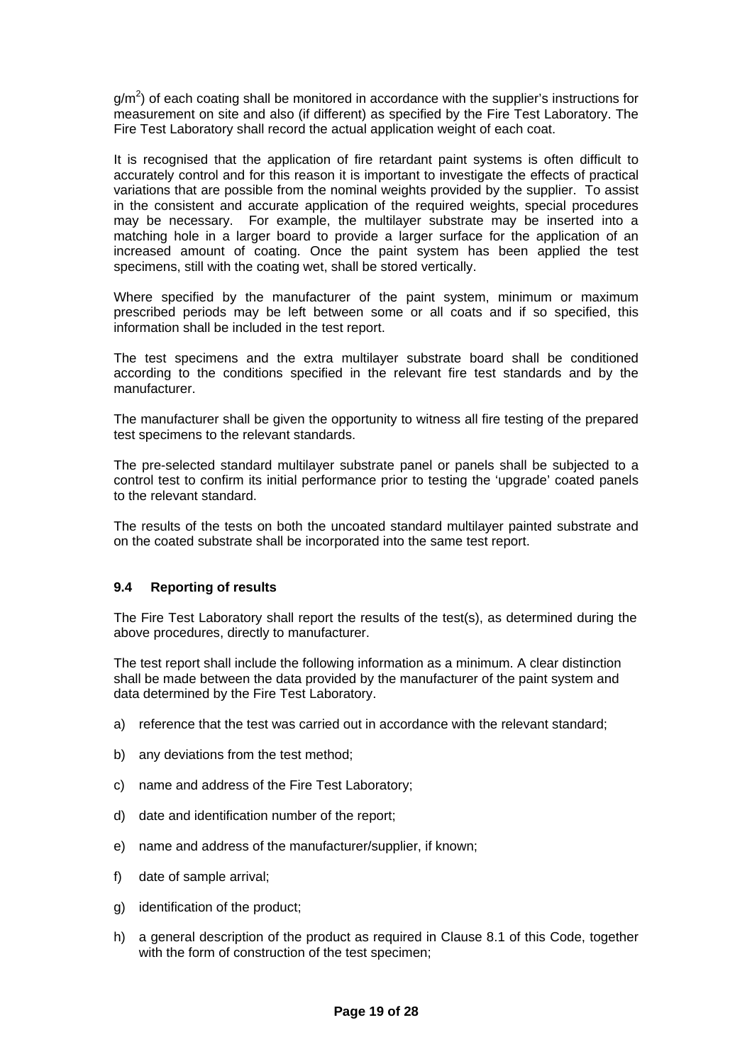g/m$^2$) of each coating shall be monitored in accordance with the supplier's instructions for measurement on site and also (if different) as specified by the Fire Test Laboratory. The Fire Test Laboratory shall record the actual application weight of each coat.

It is recognised that the application of fire retardant paint systems is often difficult to accurately control and for this reason it is important to investigate the effects of practical variations that are possible from the nominal weights provided by the supplier. To assist in the consistent and accurate application of the required weights, special procedures may be necessary. For example, the multilayer substrate may be inserted into a matching hole in a larger board to provide a larger surface for the application of an increased amount of coating. Once the paint system has been applied the test specimens, still with the coating wet, shall be stored vertically.

Where specified by the manufacturer of the paint system, minimum or maximum prescribed periods may be left between some or all coats and if so specified, this information shall be included in the test report.

The test specimens and the extra multilayer substrate board shall be conditioned according to the conditions specified in the relevant fire test standards and by the manufacturer.

The manufacturer shall be given the opportunity to witness all fire testing of the prepared test specimens to the relevant standards.

The pre-selected standard multilayer substrate panel or panels shall be subjected to a control test to confirm its initial performance prior to testing the 'upgrade' coated panels to the relevant standard.

The results of the tests on both the uncoated standard multilayer painted substrate and on the coated substrate shall be incorporated into the same test report.

### 9.4 Reporting of results

The Fire Test Laboratory shall report the results of the test(s), as determined during the above procedures, directly to manufacturer.

The test report shall include the following information as a minimum. A clear distinction shall be made between the data provided by the manufacturer of the paint system and data determined by the Fire Test Laboratory.

a) reference that the test was carried out in accordance with the relevant standard;

b) any deviations from the test method;

c) name and address of the Fire Test Laboratory;

d) date and identification number of the report;

e) name and address of the manufacturer/supplier, if known;

f) date of sample arrival;

g) identification of the product;

h) a general description of the product as required in Clause 8.1 of this Code, together with the form of construction of the test specimen;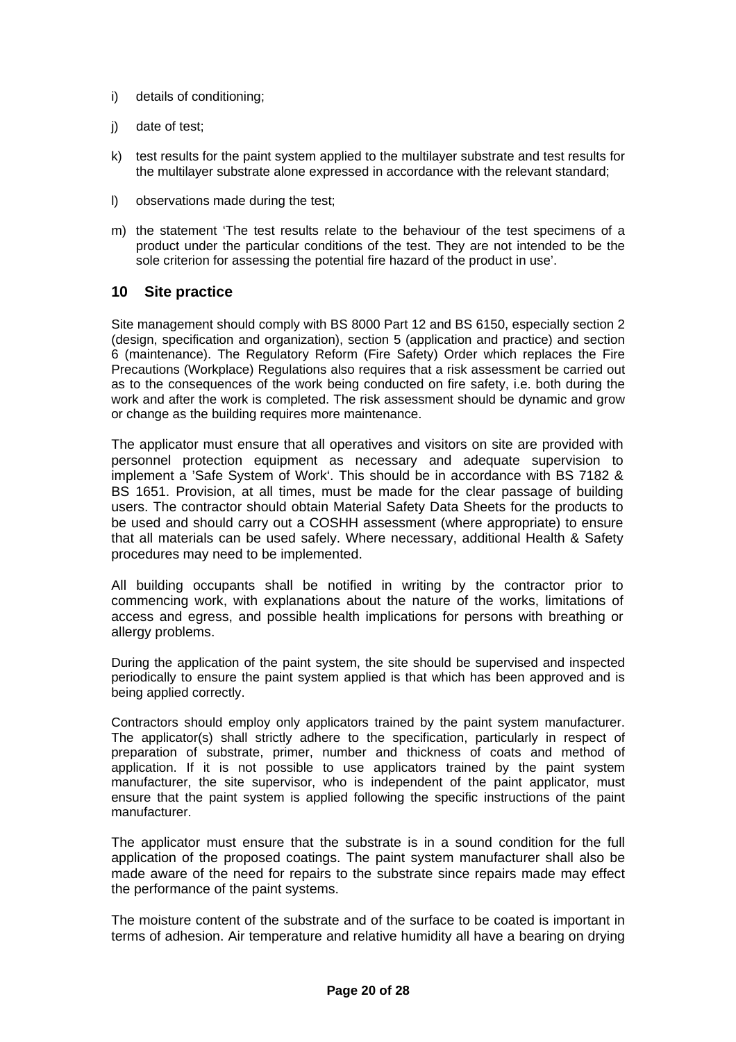i) details of conditioning;

j) date of test;

k) test results for the paint system applied to the multilayer substrate and test results for the multilayer substrate alone expressed in accordance with the relevant standard;

l) observations made during the test;

m) the statement 'The test results relate to the behaviour of the test specimens of a product under the particular conditions of the test. They are not intended to be the sole criterion for assessing the potential fire hazard of the product in use'.

## 10 Site practice

Site management should comply with BS 8000 Part 12 and BS 6150, especially section 2 (design, specification and organization), section 5 (application and practice) and section 6 (maintenance). The Regulatory Reform (Fire Safety) Order which replaces the Fire Precautions (Workplace) Regulations also requires that a risk assessment be carried out as to the consequences of the work being conducted on fire safety, i.e. both during the work and after the work is completed. The risk assessment should be dynamic and grow or change as the building requires more maintenance.

The applicator must ensure that all operatives and visitors on site are provided with personnel protection equipment as necessary and adequate supervision to implement a 'Safe System of Work'. This should be in accordance with BS 7182 & BS 1651. Provision, at all times, must be made for the clear passage of building users. The contractor should obtain Material Safety Data Sheets for the products to be used and should carry out a COSHH assessment (where appropriate) to ensure that all materials can be used safely. Where necessary, additional Health & Safety procedures may need to be implemented.

All building occupants shall be notified in writing by the contractor prior to commencing work, with explanations about the nature of the works, limitations of access and egress, and possible health implications for persons with breathing or allergy problems.

During the application of the paint system, the site should be supervised and inspected periodically to ensure the paint system applied is that which has been approved and is being applied correctly.

Contractors should employ only applicators trained by the paint system manufacturer. The applicator(s) shall strictly adhere to the specification, particularly in respect of preparation of substrate, primer, number and thickness of coats and method of application. If it is not possible to use applicators trained by the paint system manufacturer, the site supervisor, who is independent of the paint applicator, must ensure that the paint system is applied following the specific instructions of the paint manufacturer.

The applicator must ensure that the substrate is in a sound condition for the full application of the proposed coatings. The paint system manufacturer shall also be made aware of the need for repairs to the substrate since repairs made may effect the performance of the paint systems.

The moisture content of the substrate and of the surface to be coated is important in terms of adhesion. Air temperature and relative humidity all have a bearing on drying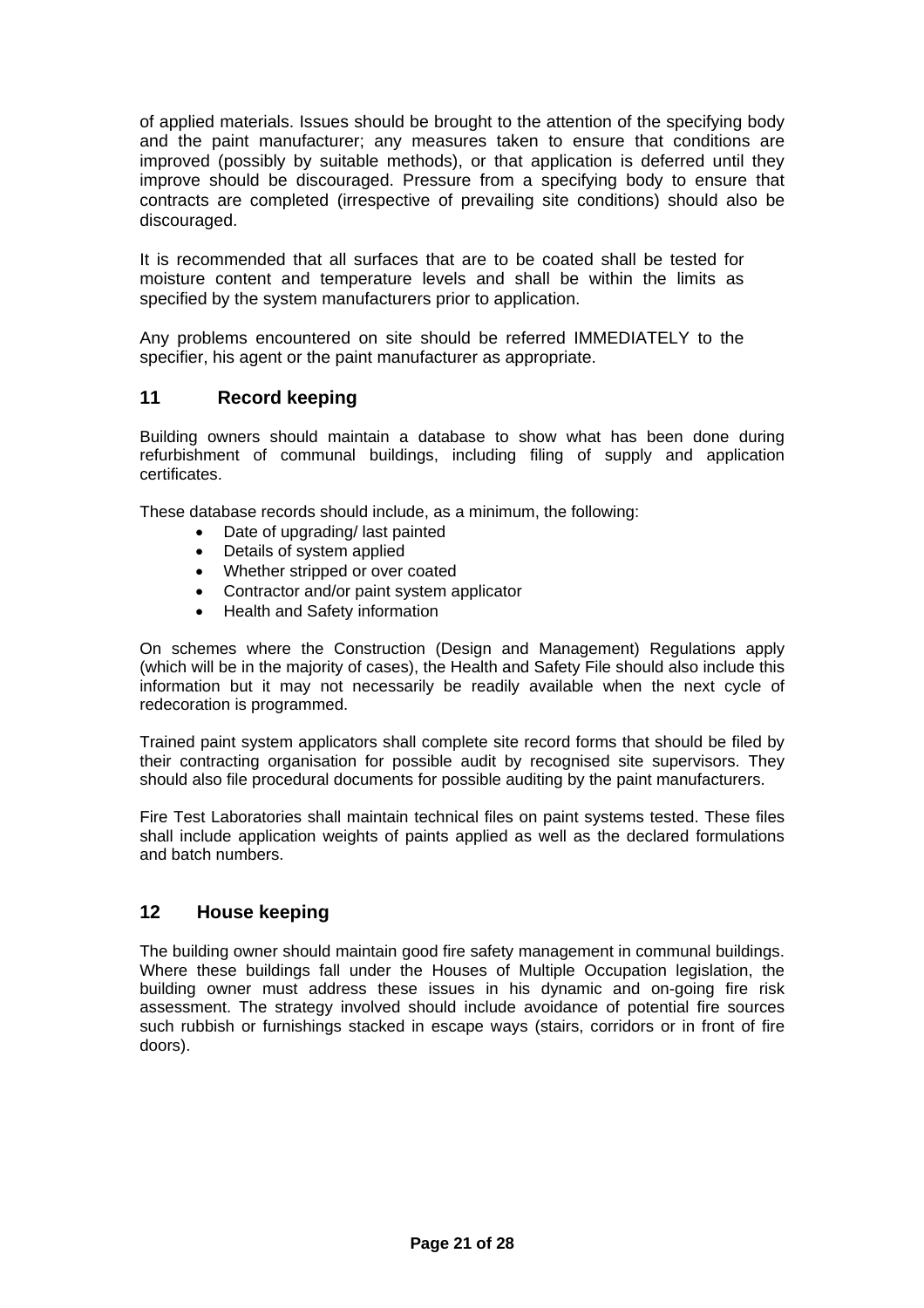of applied materials. Issues should be brought to the attention of the specifying body and the paint manufacturer; any measures taken to ensure that conditions are improved (possibly by suitable methods), or that application is deferred until they improve should be discouraged. Pressure from a specifying body to ensure that contracts are completed (irrespective of prevailing site conditions) should also be discouraged.

It is recommended that all surfaces that are to be coated shall be tested for moisture content and temperature levels and shall be within the limits as specified by the system manufacturers prior to application.

Any problems encountered on site should be referred IMMEDIATELY to the specifier, his agent or the paint manufacturer as appropriate.

## 11 Record keeping

Building owners should maintain a database to show what has been done during refurbishment of communal buildings, including filing of supply and application certificates.

These database records should include, as a minimum, the following:

- Date of upgrading/ last painted
- Details of system applied
- Whether stripped or over coated
- Contractor and/or paint system applicator
- Health and Safety information

On schemes where the Construction (Design and Management) Regulations apply (which will be in the majority of cases), the Health and Safety File should also include this information but it may not necessarily be readily available when the next cycle of redecoration is programmed.

Trained paint system applicators shall complete site record forms that should be filed by their contracting organisation for possible audit by recognised site supervisors. They should also file procedural documents for possible auditing by the paint manufacturers.

Fire Test Laboratories shall maintain technical files on paint systems tested. These files shall include application weights of paints applied as well as the declared formulations and batch numbers.

## 12 House keeping

The building owner should maintain good fire safety management in communal buildings. Where these buildings fall under the Houses of Multiple Occupation legislation, the building owner must address these issues in his dynamic and on-going fire risk assessment. The strategy involved should include avoidance of potential fire sources such rubbish or furnishings stacked in escape ways (stairs, corridors or in front of fire doors).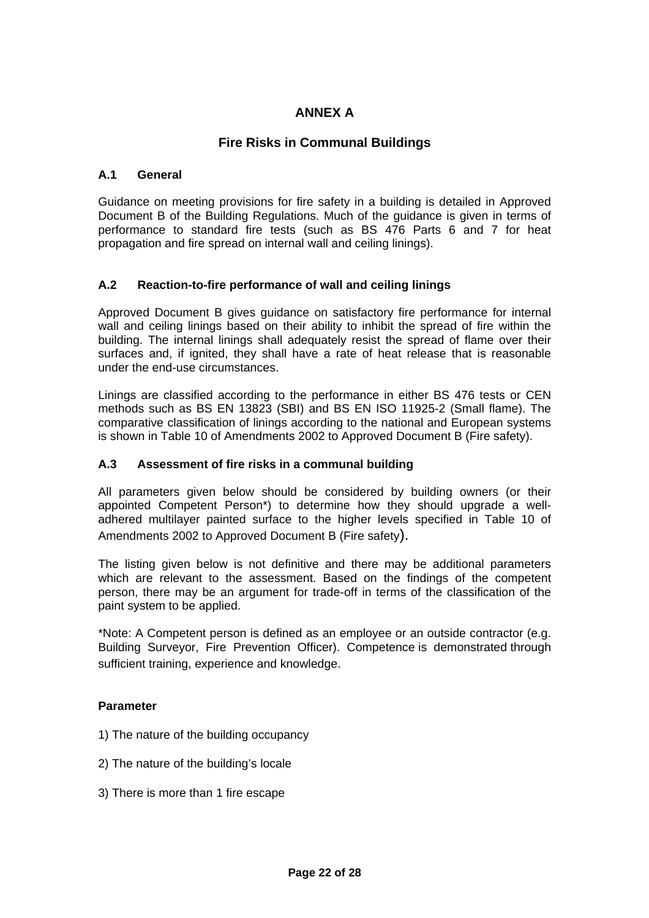# ANNEX A

## Fire Risks in Communal Buildings

### A.1 General

Guidance on meeting provisions for fire safety in a building is detailed in Approved Document B of the Building Regulations. Much of the guidance is given in terms of performance to standard fire tests (such as BS 476 Parts 6 and 7 for heat propagation and fire spread on internal wall and ceiling linings).

### A.2 Reaction-to-fire performance of wall and ceiling linings

Approved Document B gives guidance on satisfactory fire performance for internal wall and ceiling linings based on their ability to inhibit the spread of fire within the building. The internal linings shall adequately resist the spread of flame over their surfaces and, if ignited, they shall have a rate of heat release that is reasonable under the end-use circumstances.

Linings are classified according to the performance in either BS 476 tests or CEN methods such as BS EN 13823 (SBI) and BS EN ISO 11925-2 (Small flame). The comparative classification of linings according to the national and European systems is shown in Table 10 of Amendments 2002 to Approved Document B (Fire safety).

### A.3 Assessment of fire risks in a communal building

All parameters given below should be considered by building owners (or their appointed Competent Person*) to determine how they should upgrade a well-adhered multilayer painted surface to the higher levels specified in Table 10 of Amendments 2002 to Approved Document B (Fire safety).

The listing given below is not definitive and there may be additional parameters which are relevant to the assessment. Based on the findings of the competent person, there may be an argument for trade-off in terms of the classification of the paint system to be applied.

*Note: A Competent person is defined as an employee or an outside contractor (e.g. Building Surveyor, Fire Prevention Officer). Competence is demonstrated through sufficient training, experience and knowledge.

**Parameter**

1) The nature of the building occupancy

2) The nature of the building's locale

3) There is more than 1 fire escape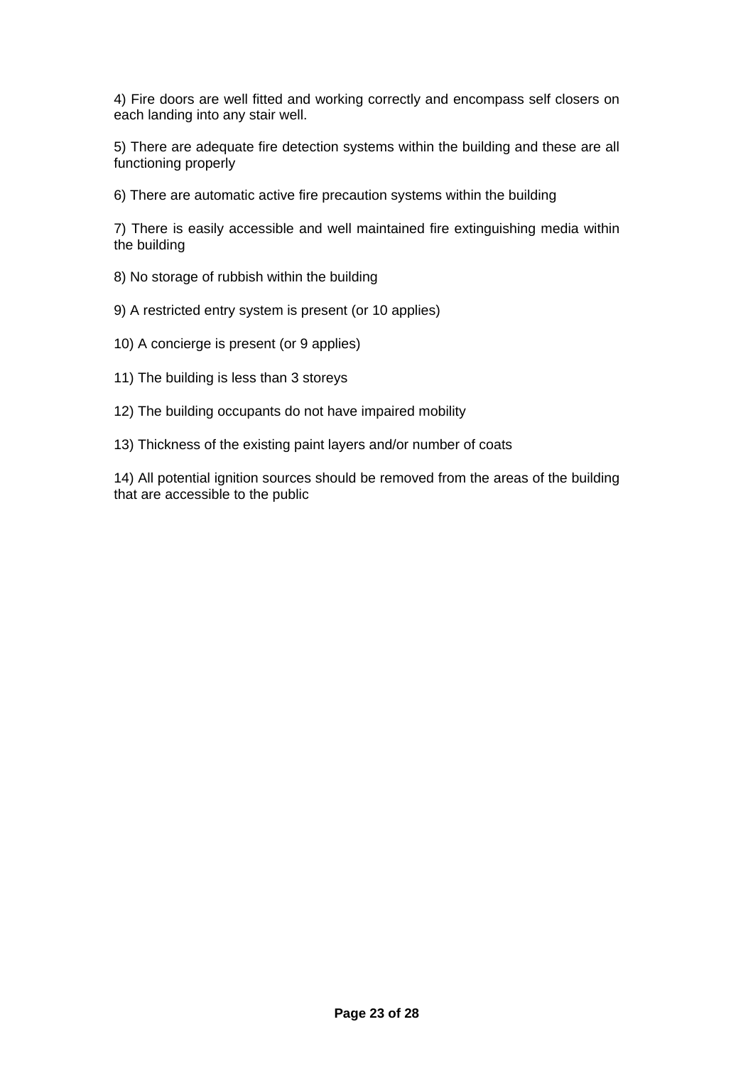4) Fire doors are well fitted and working correctly and encompass self closers on each landing into any stair well.

5) There are adequate fire detection systems within the building and these are all functioning properly

6) There are automatic active fire precaution systems within the building

7) There is easily accessible and well maintained fire extinguishing media within the building

8) No storage of rubbish within the building

9) A restricted entry system is present (or 10 applies)

10) A concierge is present (or 9 applies)

11) The building is less than 3 storeys

12) The building occupants do not have impaired mobility

13) Thickness of the existing paint layers and/or number of coats

14) All potential ignition sources should be removed from the areas of the building that are accessible to the public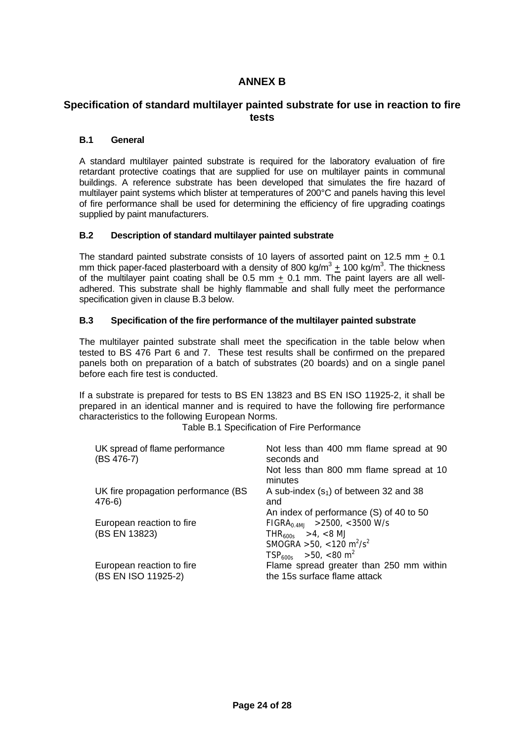# ANNEX B

## Specification of standard multilayer painted substrate for use in reaction to fire tests

### B.1 General

A standard multilayer painted substrate is required for the laboratory evaluation of fire retardant protective coatings that are supplied for use on multilayer paints in communal buildings. A reference substrate has been developed that simulates the fire hazard of multilayer paint systems which blister at temperatures of 200°C and panels having this level of fire performance shall be used for determining the efficiency of fire upgrading coatings supplied by paint manufacturers.

### B.2 Description of standard multilayer painted substrate

The standard painted substrate consists of 10 layers of assorted paint on 12.5 mm ± 0.1 mm thick paper-faced plasterboard with a density of 800 $kg/m^3$ ± 100 $kg/m^3$. The thickness of the multilayer paint coating shall be 0.5 mm ± 0.1 mm. The paint layers are all well-adhered. This substrate shall be highly flammable and shall fully meet the performance specification given in clause B.3 below.

### B.3 Specification of the fire performance of the multilayer painted substrate

The multilayer painted substrate shall meet the specification in the table below when tested to BS 476 Part 6 and 7. These test results shall be confirmed on the prepared panels both on preparation of a batch of substrates (20 boards) and on a single panel before each fire test is conducted.

If a substrate is prepared for tests to BS EN 13823 and BS EN ISO 11925-2, it shall be prepared in an identical manner and is required to have the following fire performance characteristics to the following European Norms.

Table B.1 Specification of Fire Performance

| | |
|---|---|
| UK spread of flame performance (BS 476-7) | Not less than 400 mm flame spread at 90 seconds and<br>Not less than 800 mm flame spread at 10 minutes |
| UK fire propagation performance (BS 476-6) | A sub-index ($s_1$) of between 32 and 38 and<br>An index of performance (S) of 40 to 50 |
| European reaction to fire (BS EN 13823) | $FIGRA_{0.4MJ}$ >2500, <3500 W/s<br>$THR_{600s}$ >4, <8 MJ<br>SMOGRA >50, <120 $m^2/s^2$<br>$TSP_{600s}$ >50, <80 $m^2$ |
| European reaction to fire (BS EN ISO 11925-2) | Flame spread greater than 250 mm within the 15s surface flame attack |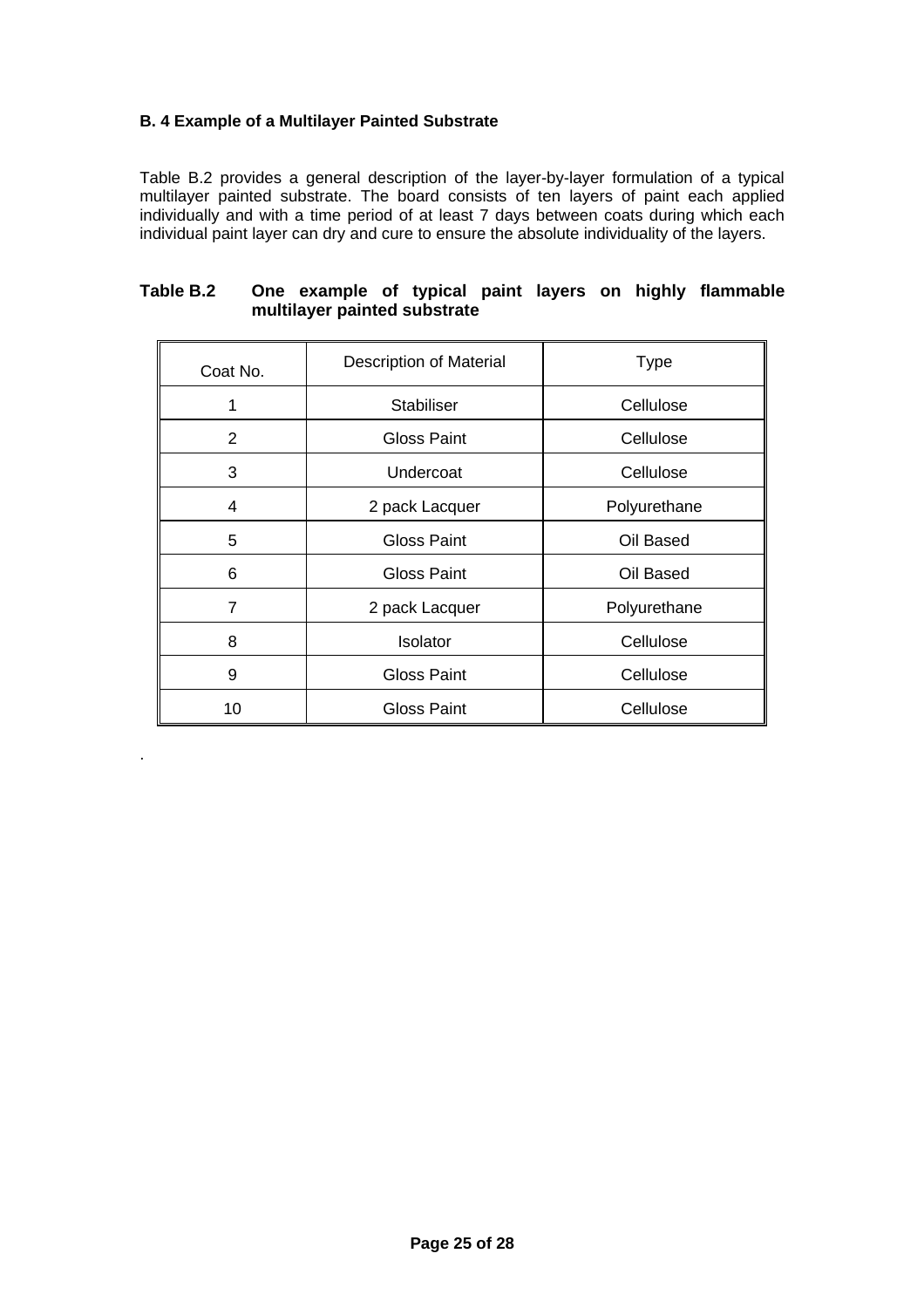### B. 4 Example of a Multilayer Painted Substrate

Table B.2 provides a general description of the layer-by-layer formulation of a typical multilayer painted substrate. The board consists of ten layers of paint each applied individually and with a time period of at least 7 days between coats during which each individual paint layer can dry and cure to ensure the absolute individuality of the layers.

**Table B.2 One example of typical paint layers on highly flammable multilayer painted substrate**

| Coat No. | Description of Material | Type |
| --- | --- | --- |
| 1 | Stabiliser | Cellulose |
| 2 | Gloss Paint | Cellulose |
| 3 | Undercoat | Cellulose |
| 4 | 2 pack Lacquer | Polyurethane |
| 5 | Gloss Paint | Oil Based |
| 6 | Gloss Paint | Oil Based |
| 7 | 2 pack Lacquer | Polyurethane |
| 8 | Isolator | Cellulose |
| 9 | Gloss Paint | Cellulose |
| 10 | Gloss Paint | Cellulose |

.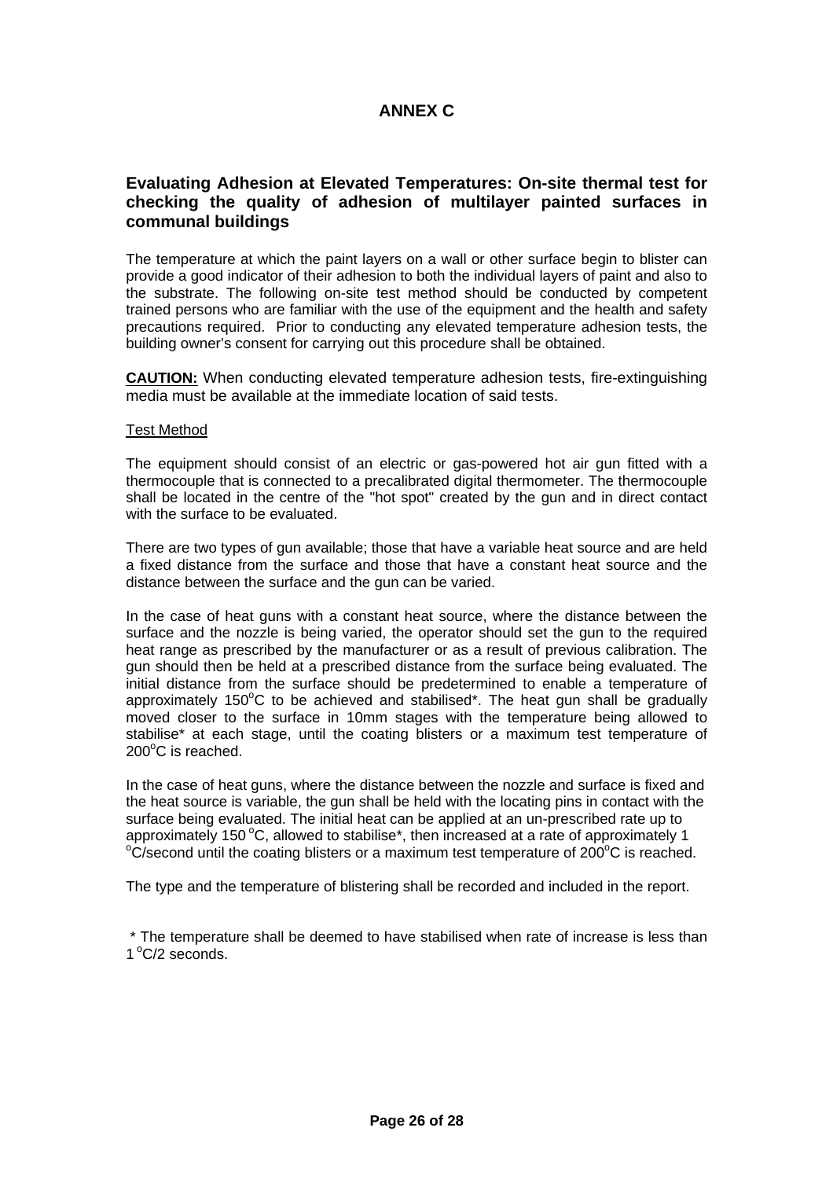# ANNEX C

## Evaluating Adhesion at Elevated Temperatures: On-site thermal test for checking the quality of adhesion of multilayer painted surfaces in communal buildings

The temperature at which the paint layers on a wall or other surface begin to blister can provide a good indicator of their adhesion to both the individual layers of paint and also to the substrate. The following on-site test method should be conducted by competent trained persons who are familiar with the use of the equipment and the health and safety precautions required. Prior to conducting any elevated temperature adhesion tests, the building owner's consent for carrying out this procedure shall be obtained.

**CAUTION:** When conducting elevated temperature adhesion tests, fire-extinguishing media must be available at the immediate location of said tests.

Test Method

The equipment should consist of an electric or gas-powered hot air gun fitted with a thermocouple that is connected to a precalibrated digital thermometer. The thermocouple shall be located in the centre of the "hot spot" created by the gun and in direct contact with the surface to be evaluated.

There are two types of gun available; those that have a variable heat source and are held a fixed distance from the surface and those that have a constant heat source and the distance between the surface and the gun can be varied.

In the case of heat guns with a constant heat source, where the distance between the surface and the nozzle is being varied, the operator should set the gun to the required heat range as prescribed by the manufacturer or as a result of previous calibration. The gun should then be held at a prescribed distance from the surface being evaluated. The initial distance from the surface should be predetermined to enable a temperature of approximately 150°C to be achieved and stabilised*. The heat gun shall be gradually moved closer to the surface in 10mm stages with the temperature being allowed to stabilise* at each stage, until the coating blisters or a maximum test temperature of 200°C is reached.

In the case of heat guns, where the distance between the nozzle and surface is fixed and the heat source is variable, the gun shall be held with the locating pins in contact with the surface being evaluated. The initial heat can be applied at an un-prescribed rate up to approximately 150 °C, allowed to stabilise*, then increased at a rate of approximately 1 °C/second until the coating blisters or a maximum test temperature of 200°C is reached.

The type and the temperature of blistering shall be recorded and included in the report.

\* The temperature shall be deemed to have stabilised when rate of increase is less than 1 °C/2 seconds.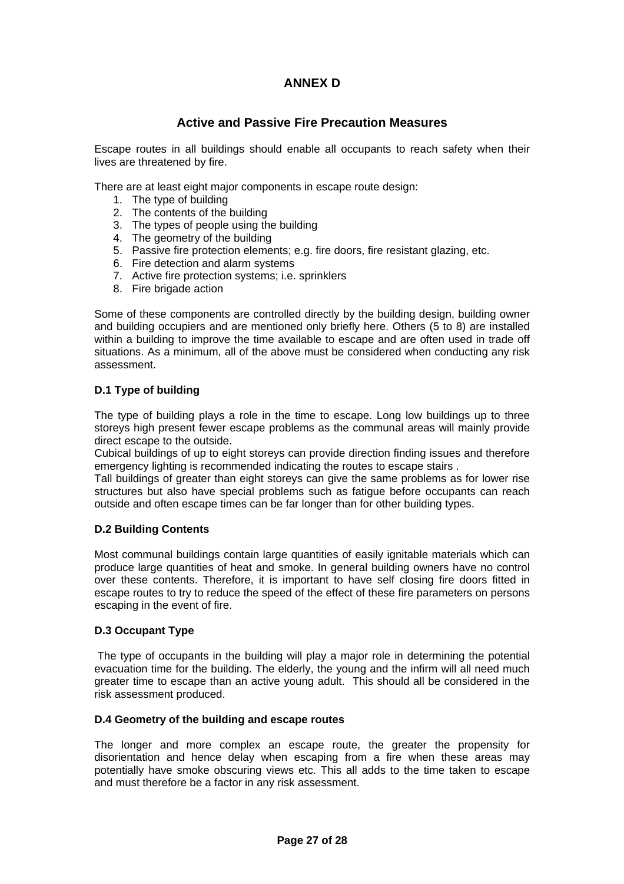# ANNEX D

## Active and Passive Fire Precaution Measures

Escape routes in all buildings should enable all occupants to reach safety when their lives are threatened by fire.

There are at least eight major components in escape route design:

1. The type of building
2. The contents of the building
3. The types of people using the building
4. The geometry of the building
5. Passive fire protection elements; e.g. fire doors, fire resistant glazing, etc.
6. Fire detection and alarm systems
7. Active fire protection systems; i.e. sprinklers
8. Fire brigade action

Some of these components are controlled directly by the building design, building owner and building occupiers and are mentioned only briefly here. Others (5 to 8) are installed within a building to improve the time available to escape and are often used in trade off situations. As a minimum, all of the above must be considered when conducting any risk assessment.

### D.1 Type of building

The type of building plays a role in the time to escape. Long low buildings up to three storeys high present fewer escape problems as the communal areas will mainly provide direct escape to the outside.

Cubical buildings of up to eight storeys can provide direction finding issues and therefore emergency lighting is recommended indicating the routes to escape stairs .

Tall buildings of greater than eight storeys can give the same problems as for lower rise structures but also have special problems such as fatigue before occupants can reach outside and often escape times can be far longer than for other building types.

### D.2 Building Contents

Most communal buildings contain large quantities of easily ignitable materials which can produce large quantities of heat and smoke. In general building owners have no control over these contents. Therefore, it is important to have self closing fire doors fitted in escape routes to try to reduce the speed of the effect of these fire parameters on persons escaping in the event of fire.

### D.3 Occupant Type

The type of occupants in the building will play a major role in determining the potential evacuation time for the building. The elderly, the young and the infirm will all need much greater time to escape than an active young adult. This should all be considered in the risk assessment produced.

### D.4 Geometry of the building and escape routes

The longer and more complex an escape route, the greater the propensity for disorientation and hence delay when escaping from a fire when these areas may potentially have smoke obscuring views etc. This all adds to the time taken to escape and must therefore be a factor in any risk assessment.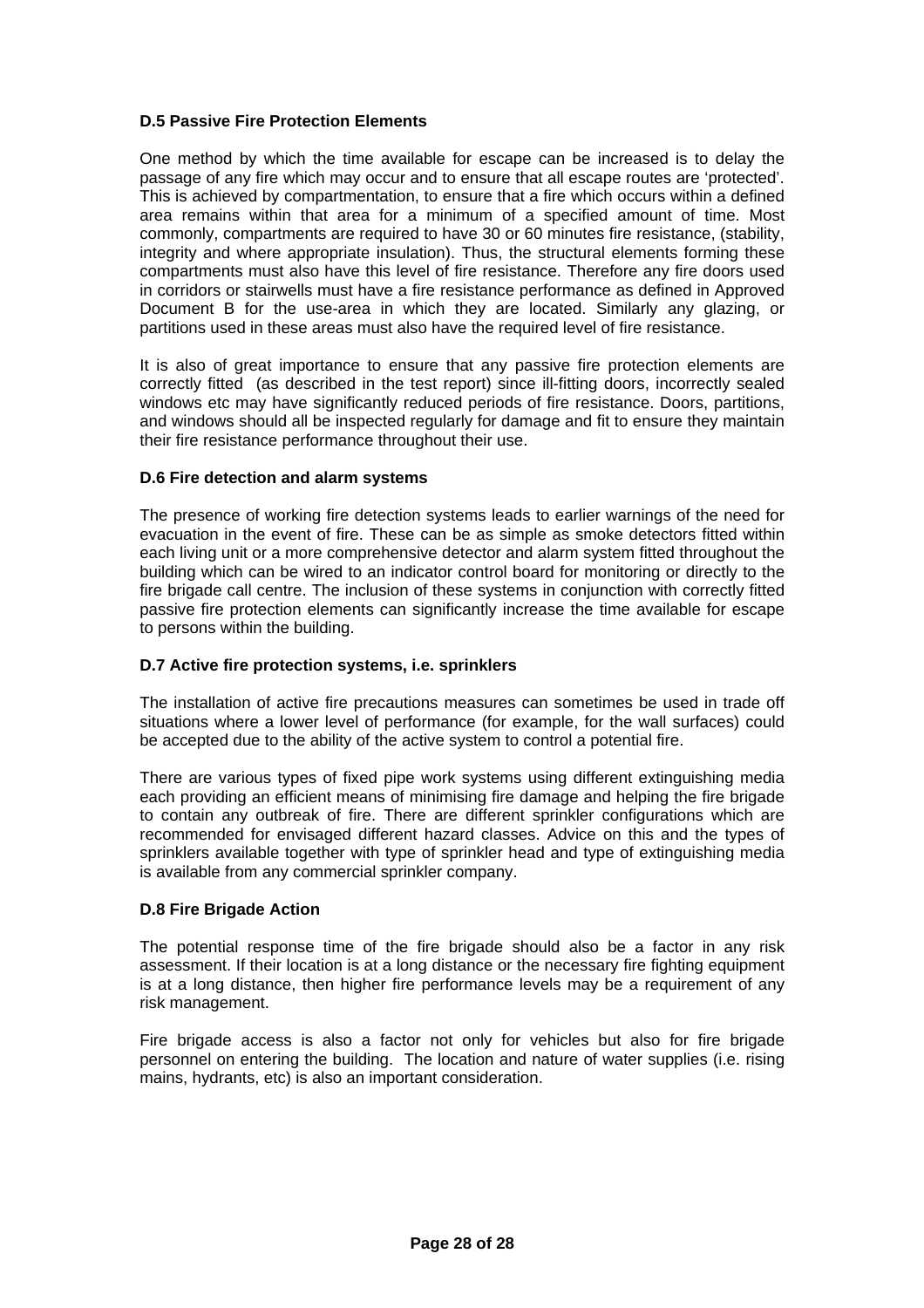### D.5 Passive Fire Protection Elements

One method by which the time available for escape can be increased is to delay the passage of any fire which may occur and to ensure that all escape routes are 'protected'. This is achieved by compartmentation, to ensure that a fire which occurs within a defined area remains within that area for a minimum of a specified amount of time. Most commonly, compartments are required to have 30 or 60 minutes fire resistance, (stability, integrity and where appropriate insulation). Thus, the structural elements forming these compartments must also have this level of fire resistance. Therefore any fire doors used in corridors or stairwells must have a fire resistance performance as defined in Approved Document B for the use-area in which they are located. Similarly any glazing, or partitions used in these areas must also have the required level of fire resistance.

It is also of great importance to ensure that any passive fire protection elements are correctly fitted (as described in the test report) since ill-fitting doors, incorrectly sealed windows etc may have significantly reduced periods of fire resistance. Doors, partitions, and windows should all be inspected regularly for damage and fit to ensure they maintain their fire resistance performance throughout their use.

### D.6 Fire detection and alarm systems

The presence of working fire detection systems leads to earlier warnings of the need for evacuation in the event of fire. These can be as simple as smoke detectors fitted within each living unit or a more comprehensive detector and alarm system fitted throughout the building which can be wired to an indicator control board for monitoring or directly to the fire brigade call centre. The inclusion of these systems in conjunction with correctly fitted passive fire protection elements can significantly increase the time available for escape to persons within the building.

### D.7 Active fire protection systems, i.e. sprinklers

The installation of active fire precautions measures can sometimes be used in trade off situations where a lower level of performance (for example, for the wall surfaces) could be accepted due to the ability of the active system to control a potential fire.

There are various types of fixed pipe work systems using different extinguishing media each providing an efficient means of minimising fire damage and helping the fire brigade to contain any outbreak of fire. There are different sprinkler configurations which are recommended for envisaged different hazard classes. Advice on this and the types of sprinklers available together with type of sprinkler head and type of extinguishing media is available from any commercial sprinkler company.

### D.8 Fire Brigade Action

The potential response time of the fire brigade should also be a factor in any risk assessment. If their location is at a long distance or the necessary fire fighting equipment is at a long distance, then higher fire performance levels may be a requirement of any risk management.

Fire brigade access is also a factor not only for vehicles but also for fire brigade personnel on entering the building. The location and nature of water supplies (i.e. rising mains, hydrants, etc) is also an important consideration.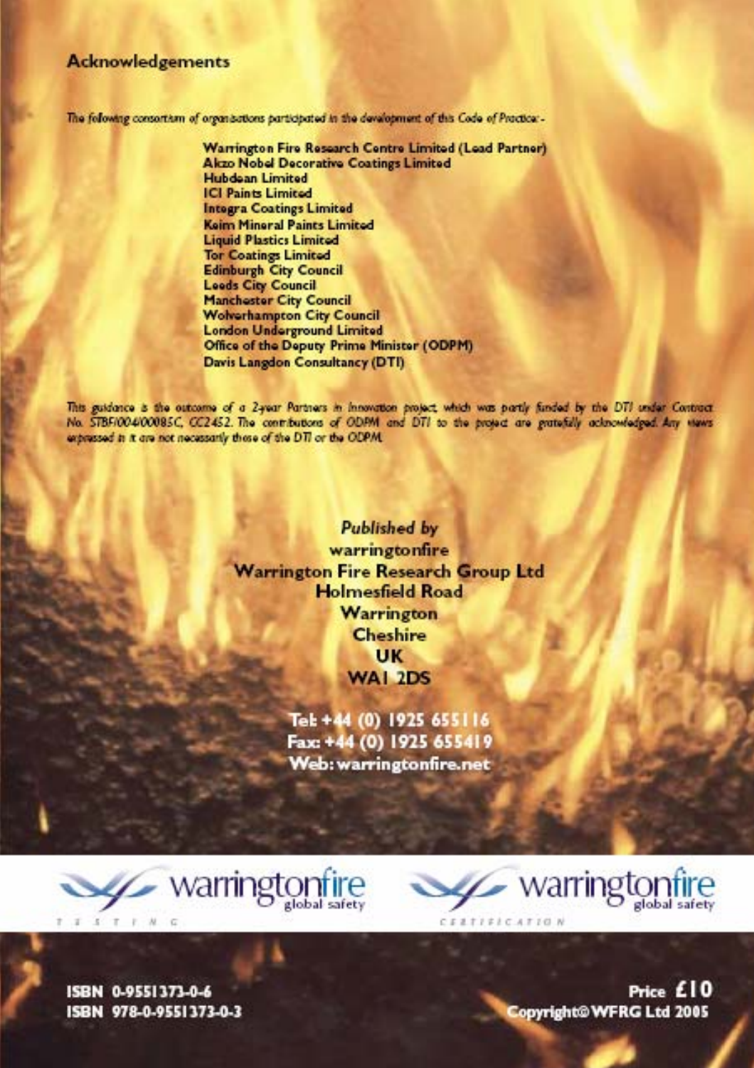## Acknowledgements

*The following consortium of organisations participated in the development of this Code of Practice: -*

**Warrington Fire Research Centre Limited (Lead Partner)**
**Akzo Nobel Decorative Coatings Limited**
**Hubdean Limited**
**ICI Paints Limited**
**Integra Coatings Limited**
**Keim Mineral Paints Limited**
**Liquid Plastics Limited**
**Tor Coatings Limited**
**Edinburgh City Council**
**Leeds City Council**
**Manchester City Council**
**Wolverhampton City Council**
**London Underground Limited**
**Office of the Deputy Prime Minister (ODPM)**
**Davis Langdon Consultancy (DTI)**

*This guidance is the outcome of a 2-year Partners in Innovation project, which was partly funded by the DTI under Contract No. STBF/004/00085C, CC2452. The contributions of ODPM and DTI to the project are gratefully acknowledged. Any views expressed in it are not necessarily those of the DTI or the ODPM.*

*Published by*
**warringtonfire**
**Warrington Fire Research Group Ltd**
**Holmesfield Road**
**Warrington**
**Cheshire**
**UK**
**WA1 2DS**

**Tel: +44 (0) 1925 655116**
**Fax: +44 (0) 1925 655419**
**Web: warringtonfire.net**

warringtonfire global safety TESTING

warringtonfire global safety CERTIFICATION

**ISBN 0-9551373-0-6**
**ISBN 978-0-9551373-0-3**

**Price £10**
**Copyright© WFRG Ltd 2005**